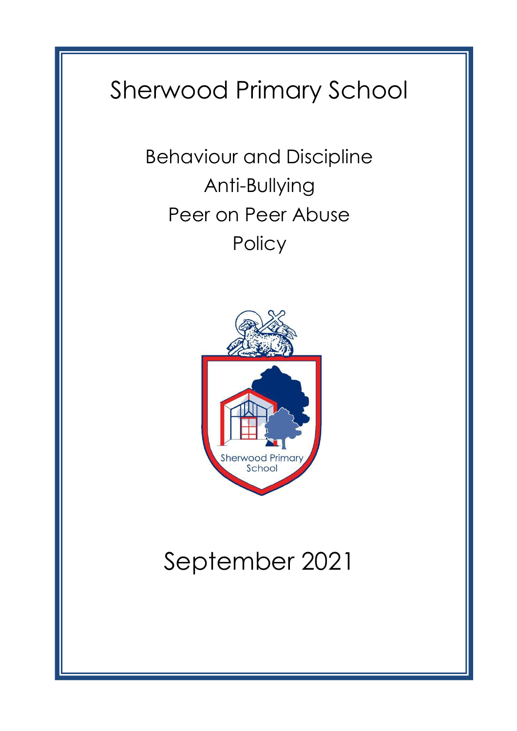# Sherwood Primary School

## Behaviour and Discipline
## Anti-Bullying
## Peer on Peer Abuse
## Policy

September 2021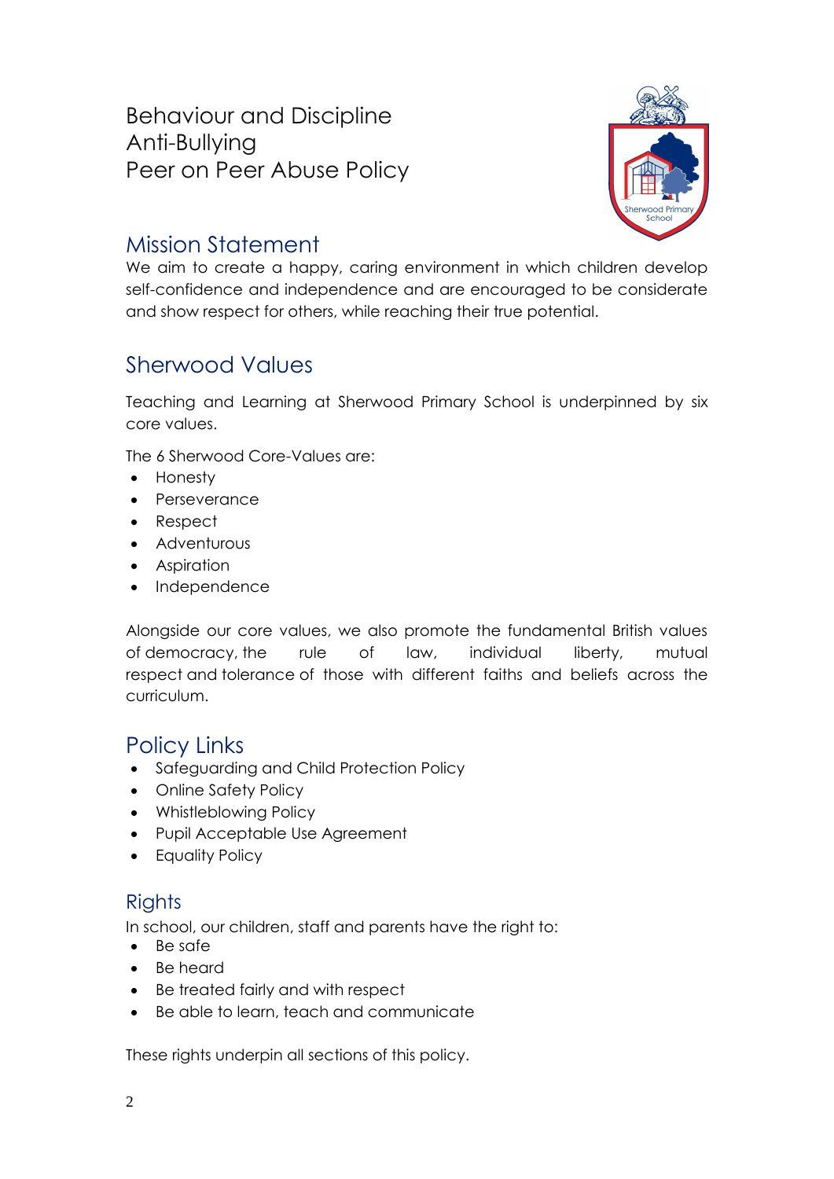# Behaviour and Discipline
# Anti-Bullying
# Peer on Peer Abuse Policy

## Mission Statement

We aim to create a happy, caring environment in which children develop self-confidence and independence and are encouraged to be considerate and show respect for others, while reaching their true potential.

## Sherwood Values

Teaching and Learning at Sherwood Primary School is underpinned by six core values.

The 6 Sherwood Core-Values are:

- Honesty
- Perseverance
- Respect
- Adventurous
- Aspiration
- Independence

Alongside our core values, we also promote the fundamental British values of democracy, the rule of law, individual liberty, mutual respect and tolerance of those with different faiths and beliefs across the curriculum.

## Policy Links

- Safeguarding and Child Protection Policy
- Online Safety Policy
- Whistleblowing Policy
- Pupil Acceptable Use Agreement
- Equality Policy

## Rights

In school, our children, staff and parents have the right to:

- Be safe
- Be heard
- Be treated fairly and with respect
- Be able to learn, teach and communicate

These rights underpin all sections of this policy.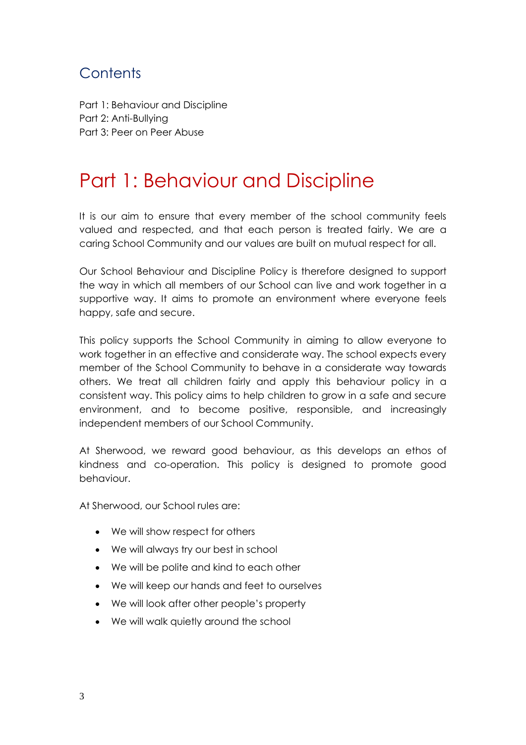## Contents

Part 1: Behaviour and Discipline
Part 2: Anti-Bullying
Part 3: Peer on Peer Abuse

# Part 1: Behaviour and Discipline

It is our aim to ensure that every member of the school community feels valued and respected, and that each person is treated fairly. We are a caring School Community and our values are built on mutual respect for all.

Our School Behaviour and Discipline Policy is therefore designed to support the way in which all members of our School can live and work together in a supportive way. It aims to promote an environment where everyone feels happy, safe and secure.

This policy supports the School Community in aiming to allow everyone to work together in an effective and considerate way. The school expects every member of the School Community to behave in a considerate way towards others. We treat all children fairly and apply this behaviour policy in a consistent way. This policy aims to help children to grow in a safe and secure environment, and to become positive, responsible, and increasingly independent members of our School Community.

At Sherwood, we reward good behaviour, as this develops an ethos of kindness and co-operation. This policy is designed to promote good behaviour.

At Sherwood, our School rules are:

- We will show respect for others
- We will always try our best in school
- We will be polite and kind to each other
- We will keep our hands and feet to ourselves
- We will look after other people's property
- We will walk quietly around the school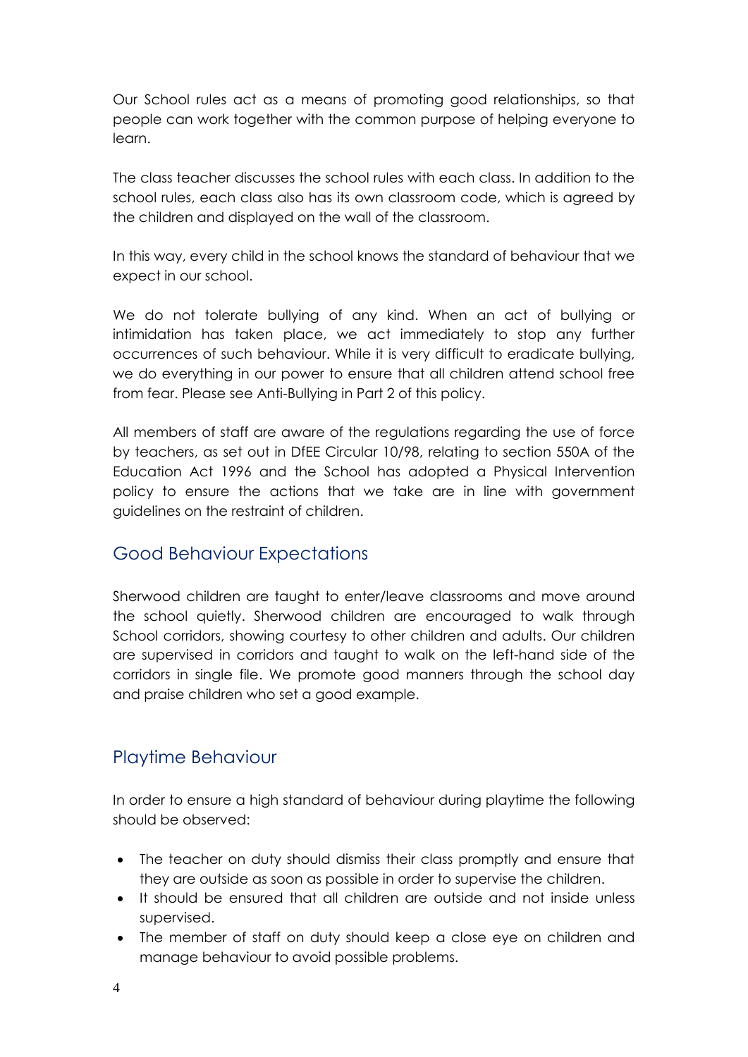Our School rules act as a means of promoting good relationships, so that people can work together with the common purpose of helping everyone to learn.

The class teacher discusses the school rules with each class. In addition to the school rules, each class also has its own classroom code, which is agreed by the children and displayed on the wall of the classroom.

In this way, every child in the school knows the standard of behaviour that we expect in our school.

We do not tolerate bullying of any kind. When an act of bullying or intimidation has taken place, we act immediately to stop any further occurrences of such behaviour. While it is very difficult to eradicate bullying, we do everything in our power to ensure that all children attend school free from fear. Please see Anti-Bullying in Part 2 of this policy.

All members of staff are aware of the regulations regarding the use of force by teachers, as set out in DfEE Circular 10/98, relating to section 550A of the Education Act 1996 and the School has adopted a Physical Intervention policy to ensure the actions that we take are in line with government guidelines on the restraint of children.

## Good Behaviour Expectations

Sherwood children are taught to enter/leave classrooms and move around the school quietly. Sherwood children are encouraged to walk through School corridors, showing courtesy to other children and adults. Our children are supervised in corridors and taught to walk on the left-hand side of the corridors in single file. We promote good manners through the school day and praise children who set a good example.

## Playtime Behaviour

In order to ensure a high standard of behaviour during playtime the following should be observed:

- The teacher on duty should dismiss their class promptly and ensure that they are outside as soon as possible in order to supervise the children.
- It should be ensured that all children are outside and not inside unless supervised.
- The member of staff on duty should keep a close eye on children and manage behaviour to avoid possible problems.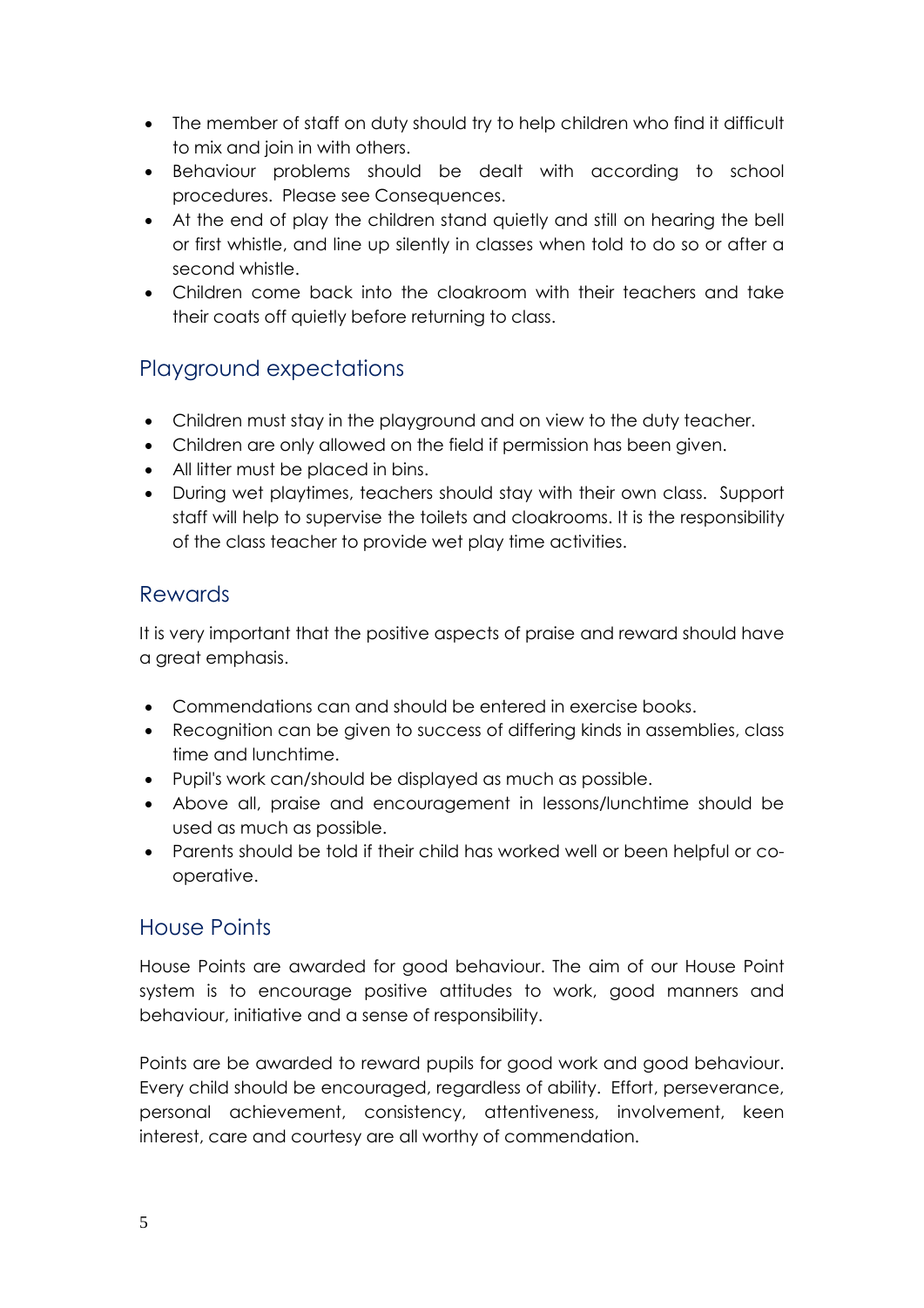- The member of staff on duty should try to help children who find it difficult to mix and join in with others.
- Behaviour problems should be dealt with according to school procedures. Please see Consequences.
- At the end of play the children stand quietly and still on hearing the bell or first whistle, and line up silently in classes when told to do so or after a second whistle.
- Children come back into the cloakroom with their teachers and take their coats off quietly before returning to class.

## Playground expectations

- Children must stay in the playground and on view to the duty teacher.
- Children are only allowed on the field if permission has been given.
- All litter must be placed in bins.
- During wet playtimes, teachers should stay with their own class. Support staff will help to supervise the toilets and cloakrooms. It is the responsibility of the class teacher to provide wet play time activities.

## Rewards

It is very important that the positive aspects of praise and reward should have a great emphasis.

- Commendations can and should be entered in exercise books.
- Recognition can be given to success of differing kinds in assemblies, class time and lunchtime.
- Pupil's work can/should be displayed as much as possible.
- Above all, praise and encouragement in lessons/lunchtime should be used as much as possible.
- Parents should be told if their child has worked well or been helpful or co-operative.

## House Points

House Points are awarded for good behaviour. The aim of our House Point system is to encourage positive attitudes to work, good manners and behaviour, initiative and a sense of responsibility.

Points are be awarded to reward pupils for good work and good behaviour. Every child should be encouraged, regardless of ability. Effort, perseverance, personal achievement, consistency, attentiveness, involvement, keen interest, care and courtesy are all worthy of commendation.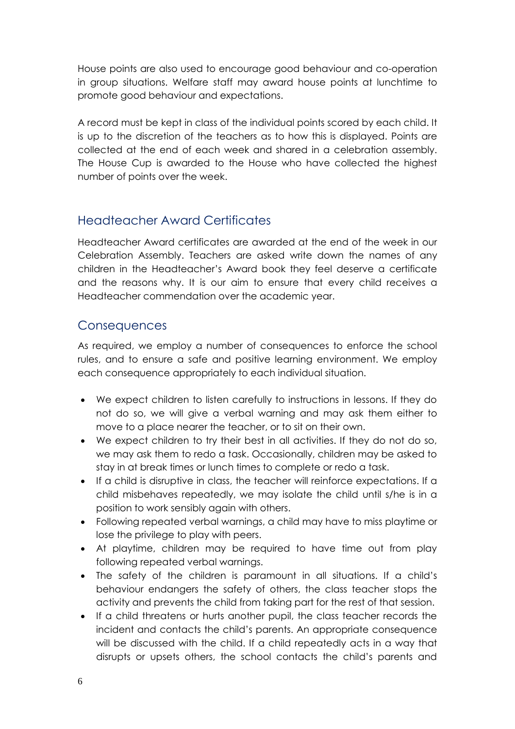House points are also used to encourage good behaviour and co-operation in group situations. Welfare staff may award house points at lunchtime to promote good behaviour and expectations.

A record must be kept in class of the individual points scored by each child. It is up to the discretion of the teachers as to how this is displayed. Points are collected at the end of each week and shared in a celebration assembly. The House Cup is awarded to the House who have collected the highest number of points over the week.

## Headteacher Award Certificates

Headteacher Award certificates are awarded at the end of the week in our Celebration Assembly. Teachers are asked write down the names of any children in the Headteacher's Award book they feel deserve a certificate and the reasons why. It is our aim to ensure that every child receives a Headteacher commendation over the academic year.

## Consequences

As required, we employ a number of consequences to enforce the school rules, and to ensure a safe and positive learning environment. We employ each consequence appropriately to each individual situation.

- We expect children to listen carefully to instructions in lessons. If they do not do so, we will give a verbal warning and may ask them either to move to a place nearer the teacher, or to sit on their own.
- We expect children to try their best in all activities. If they do not do so, we may ask them to redo a task. Occasionally, children may be asked to stay in at break times or lunch times to complete or redo a task.
- If a child is disruptive in class, the teacher will reinforce expectations. If a child misbehaves repeatedly, we may isolate the child until s/he is in a position to work sensibly again with others.
- Following repeated verbal warnings, a child may have to miss playtime or lose the privilege to play with peers.
- At playtime, children may be required to have time out from play following repeated verbal warnings.
- The safety of the children is paramount in all situations. If a child's behaviour endangers the safety of others, the class teacher stops the activity and prevents the child from taking part for the rest of that session.
- If a child threatens or hurts another pupil, the class teacher records the incident and contacts the child's parents. An appropriate consequence will be discussed with the child. If a child repeatedly acts in a way that disrupts or upsets others, the school contacts the child's parents and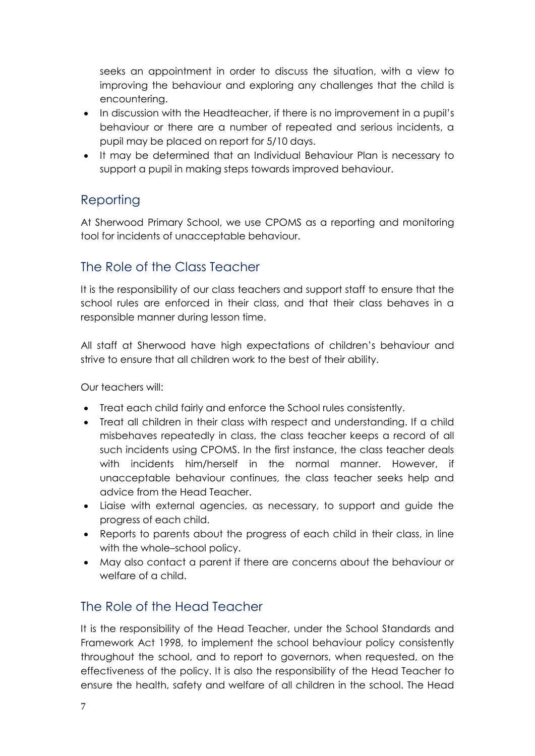seeks an appointment in order to discuss the situation, with a view to improving the behaviour and exploring any challenges that the child is encountering.

- In discussion with the Headteacher, if there is no improvement in a pupil's behaviour or there are a number of repeated and serious incidents, a pupil may be placed on report for 5/10 days.
- It may be determined that an Individual Behaviour Plan is necessary to support a pupil in making steps towards improved behaviour.

## Reporting

At Sherwood Primary School, we use CPOMS as a reporting and monitoring tool for incidents of unacceptable behaviour.

## The Role of the Class Teacher

It is the responsibility of our class teachers and support staff to ensure that the school rules are enforced in their class, and that their class behaves in a responsible manner during lesson time.

All staff at Sherwood have high expectations of children's behaviour and strive to ensure that all children work to the best of their ability.

Our teachers will:

- Treat each child fairly and enforce the School rules consistently.
- Treat all children in their class with respect and understanding. If a child misbehaves repeatedly in class, the class teacher keeps a record of all such incidents using CPOMS. In the first instance, the class teacher deals with incidents him/herself in the normal manner. However, if unacceptable behaviour continues, the class teacher seeks help and advice from the Head Teacher.
- Liaise with external agencies, as necessary, to support and guide the progress of each child.
- Reports to parents about the progress of each child in their class, in line with the whole–school policy.
- May also contact a parent if there are concerns about the behaviour or welfare of a child.

## The Role of the Head Teacher

It is the responsibility of the Head Teacher, under the School Standards and Framework Act 1998, to implement the school behaviour policy consistently throughout the school, and to report to governors, when requested, on the effectiveness of the policy. It is also the responsibility of the Head Teacher to ensure the health, safety and welfare of all children in the school. The Head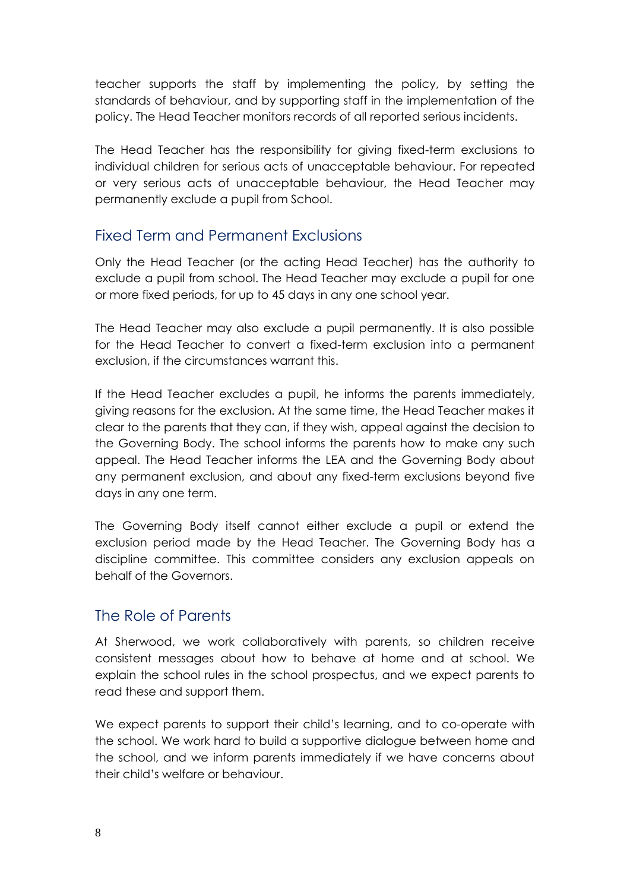teacher supports the staff by implementing the policy, by setting the standards of behaviour, and by supporting staff in the implementation of the policy. The Head Teacher monitors records of all reported serious incidents.

The Head Teacher has the responsibility for giving fixed-term exclusions to individual children for serious acts of unacceptable behaviour. For repeated or very serious acts of unacceptable behaviour, the Head Teacher may permanently exclude a pupil from School.

## Fixed Term and Permanent Exclusions

Only the Head Teacher (or the acting Head Teacher) has the authority to exclude a pupil from school. The Head Teacher may exclude a pupil for one or more fixed periods, for up to 45 days in any one school year.

The Head Teacher may also exclude a pupil permanently. It is also possible for the Head Teacher to convert a fixed-term exclusion into a permanent exclusion, if the circumstances warrant this.

If the Head Teacher excludes a pupil, he informs the parents immediately, giving reasons for the exclusion. At the same time, the Head Teacher makes it clear to the parents that they can, if they wish, appeal against the decision to the Governing Body. The school informs the parents how to make any such appeal. The Head Teacher informs the LEA and the Governing Body about any permanent exclusion, and about any fixed-term exclusions beyond five days in any one term.

The Governing Body itself cannot either exclude a pupil or extend the exclusion period made by the Head Teacher. The Governing Body has a discipline committee. This committee considers any exclusion appeals on behalf of the Governors.

## The Role of Parents

At Sherwood, we work collaboratively with parents, so children receive consistent messages about how to behave at home and at school. We explain the school rules in the school prospectus, and we expect parents to read these and support them.

We expect parents to support their child's learning, and to co-operate with the school. We work hard to build a supportive dialogue between home and the school, and we inform parents immediately if we have concerns about their child's welfare or behaviour.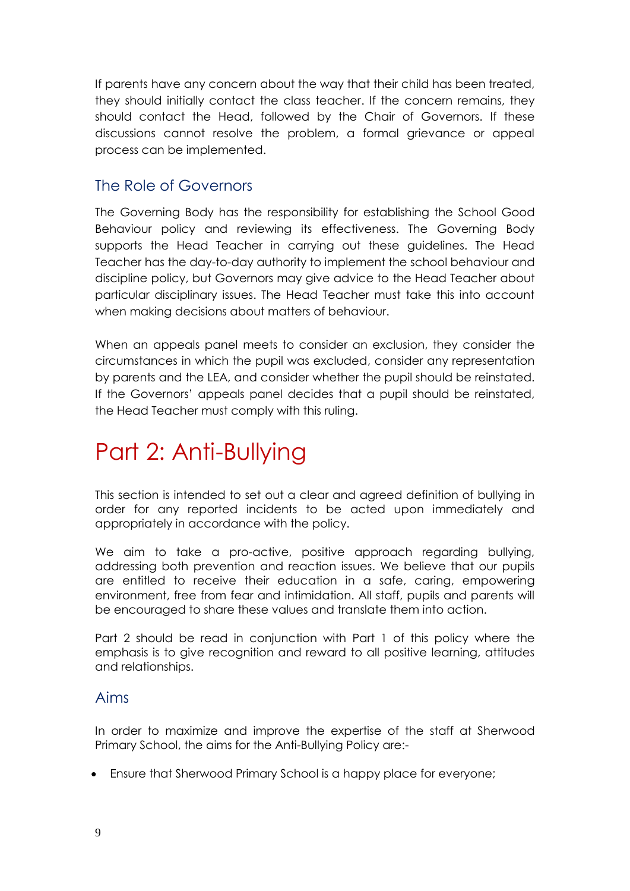If parents have any concern about the way that their child has been treated, they should initially contact the class teacher. If the concern remains, they should contact the Head, followed by the Chair of Governors. If these discussions cannot resolve the problem, a formal grievance or appeal process can be implemented.

## The Role of Governors

The Governing Body has the responsibility for establishing the School Good Behaviour policy and reviewing its effectiveness. The Governing Body supports the Head Teacher in carrying out these guidelines. The Head Teacher has the day-to-day authority to implement the school behaviour and discipline policy, but Governors may give advice to the Head Teacher about particular disciplinary issues. The Head Teacher must take this into account when making decisions about matters of behaviour.

When an appeals panel meets to consider an exclusion, they consider the circumstances in which the pupil was excluded, consider any representation by parents and the LEA, and consider whether the pupil should be reinstated. If the Governors' appeals panel decides that a pupil should be reinstated, the Head Teacher must comply with this ruling.

# Part 2: Anti-Bullying

This section is intended to set out a clear and agreed definition of bullying in order for any reported incidents to be acted upon immediately and appropriately in accordance with the policy.

We aim to take a pro-active, positive approach regarding bullying, addressing both prevention and reaction issues. We believe that our pupils are entitled to receive their education in a safe, caring, empowering environment, free from fear and intimidation. All staff, pupils and parents will be encouraged to share these values and translate them into action.

Part 2 should be read in conjunction with Part 1 of this policy where the emphasis is to give recognition and reward to all positive learning, attitudes and relationships.

## Aims

In order to maximize and improve the expertise of the staff at Sherwood Primary School, the aims for the Anti-Bullying Policy are:-

- Ensure that Sherwood Primary School is a happy place for everyone;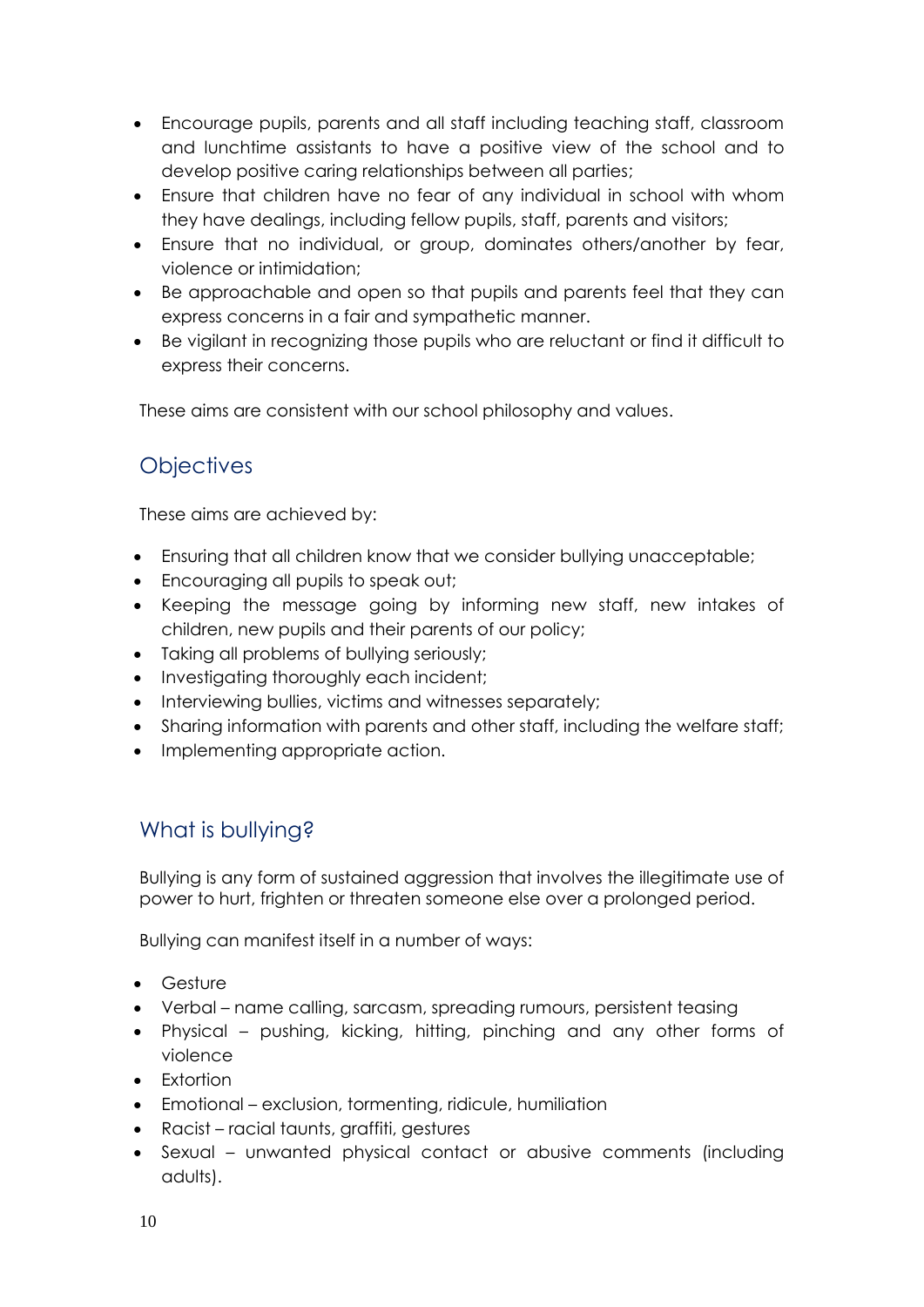- Encourage pupils, parents and all staff including teaching staff, classroom and lunchtime assistants to have a positive view of the school and to develop positive caring relationships between all parties;
- Ensure that children have no fear of any individual in school with whom they have dealings, including fellow pupils, staff, parents and visitors;
- Ensure that no individual, or group, dominates others/another by fear, violence or intimidation;
- Be approachable and open so that pupils and parents feel that they can express concerns in a fair and sympathetic manner.
- Be vigilant in recognizing those pupils who are reluctant or find it difficult to express their concerns.

These aims are consistent with our school philosophy and values.

## Objectives

These aims are achieved by:

- Ensuring that all children know that we consider bullying unacceptable;
- Encouraging all pupils to speak out;
- Keeping the message going by informing new staff, new intakes of children, new pupils and their parents of our policy;
- Taking all problems of bullying seriously;
- Investigating thoroughly each incident;
- Interviewing bullies, victims and witnesses separately;
- Sharing information with parents and other staff, including the welfare staff;
- Implementing appropriate action.

## What is bullying?

Bullying is any form of sustained aggression that involves the illegitimate use of power to hurt, frighten or threaten someone else over a prolonged period.

Bullying can manifest itself in a number of ways:

- Gesture
- Verbal – name calling, sarcasm, spreading rumours, persistent teasing
- Physical – pushing, kicking, hitting, pinching and any other forms of violence
- Extortion
- Emotional – exclusion, tormenting, ridicule, humiliation
- Racist – racial taunts, graffiti, gestures
- Sexual – unwanted physical contact or abusive comments (including adults).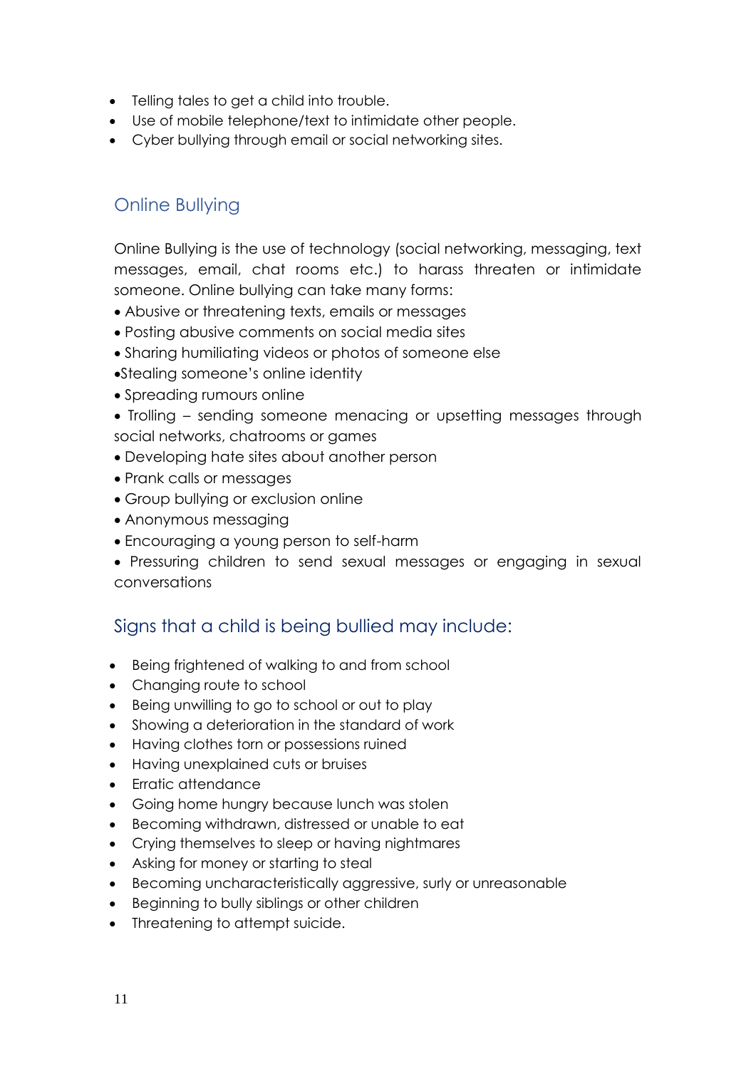- Telling tales to get a child into trouble.
- Use of mobile telephone/text to intimidate other people.
- Cyber bullying through email or social networking sites.

## Online Bullying

Online Bullying is the use of technology (social networking, messaging, text messages, email, chat rooms etc.) to harass threaten or intimidate someone. Online bullying can take many forms:

- Abusive or threatening texts, emails or messages
- Posting abusive comments on social media sites
- Sharing humiliating videos or photos of someone else
- Stealing someone's online identity
- Spreading rumours online
- Trolling – sending someone menacing or upsetting messages through social networks, chatrooms or games
- Developing hate sites about another person
- Prank calls or messages
- Group bullying or exclusion online
- Anonymous messaging
- Encouraging a young person to self-harm
- Pressuring children to send sexual messages or engaging in sexual conversations

## Signs that a child is being bullied may include:

- Being frightened of walking to and from school
- Changing route to school
- Being unwilling to go to school or out to play
- Showing a deterioration in the standard of work
- Having clothes torn or possessions ruined
- Having unexplained cuts or bruises
- Erratic attendance
- Going home hungry because lunch was stolen
- Becoming withdrawn, distressed or unable to eat
- Crying themselves to sleep or having nightmares
- Asking for money or starting to steal
- Becoming uncharacteristically aggressive, surly or unreasonable
- Beginning to bully siblings or other children
- Threatening to attempt suicide.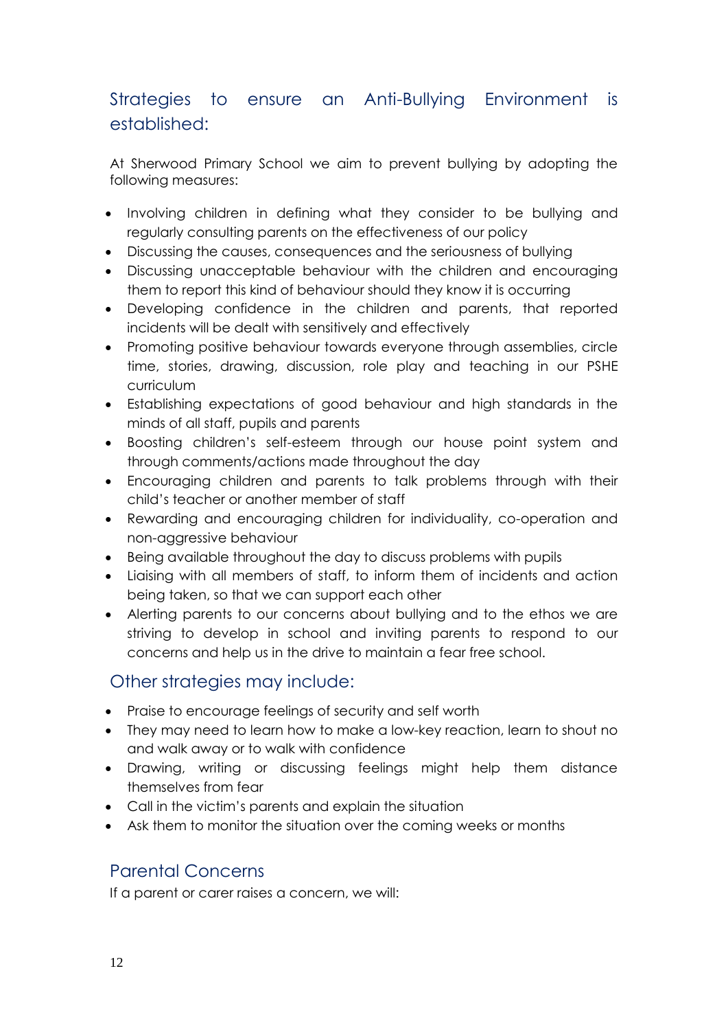## Strategies to ensure an Anti-Bullying Environment is established:

At Sherwood Primary School we aim to prevent bullying by adopting the following measures:

- Involving children in defining what they consider to be bullying and regularly consulting parents on the effectiveness of our policy
- Discussing the causes, consequences and the seriousness of bullying
- Discussing unacceptable behaviour with the children and encouraging them to report this kind of behaviour should they know it is occurring
- Developing confidence in the children and parents, that reported incidents will be dealt with sensitively and effectively
- Promoting positive behaviour towards everyone through assemblies, circle time, stories, drawing, discussion, role play and teaching in our PSHE curriculum
- Establishing expectations of good behaviour and high standards in the minds of all staff, pupils and parents
- Boosting children's self-esteem through our house point system and through comments/actions made throughout the day
- Encouraging children and parents to talk problems through with their child's teacher or another member of staff
- Rewarding and encouraging children for individuality, co-operation and non-aggressive behaviour
- Being available throughout the day to discuss problems with pupils
- Liaising with all members of staff, to inform them of incidents and action being taken, so that we can support each other
- Alerting parents to our concerns about bullying and to the ethos we are striving to develop in school and inviting parents to respond to our concerns and help us in the drive to maintain a fear free school.

## Other strategies may include:

- Praise to encourage feelings of security and self worth
- They may need to learn how to make a low-key reaction, learn to shout no and walk away or to walk with confidence
- Drawing, writing or discussing feelings might help them distance themselves from fear
- Call in the victim's parents and explain the situation
- Ask them to monitor the situation over the coming weeks or months

## Parental Concerns

If a parent or carer raises a concern, we will: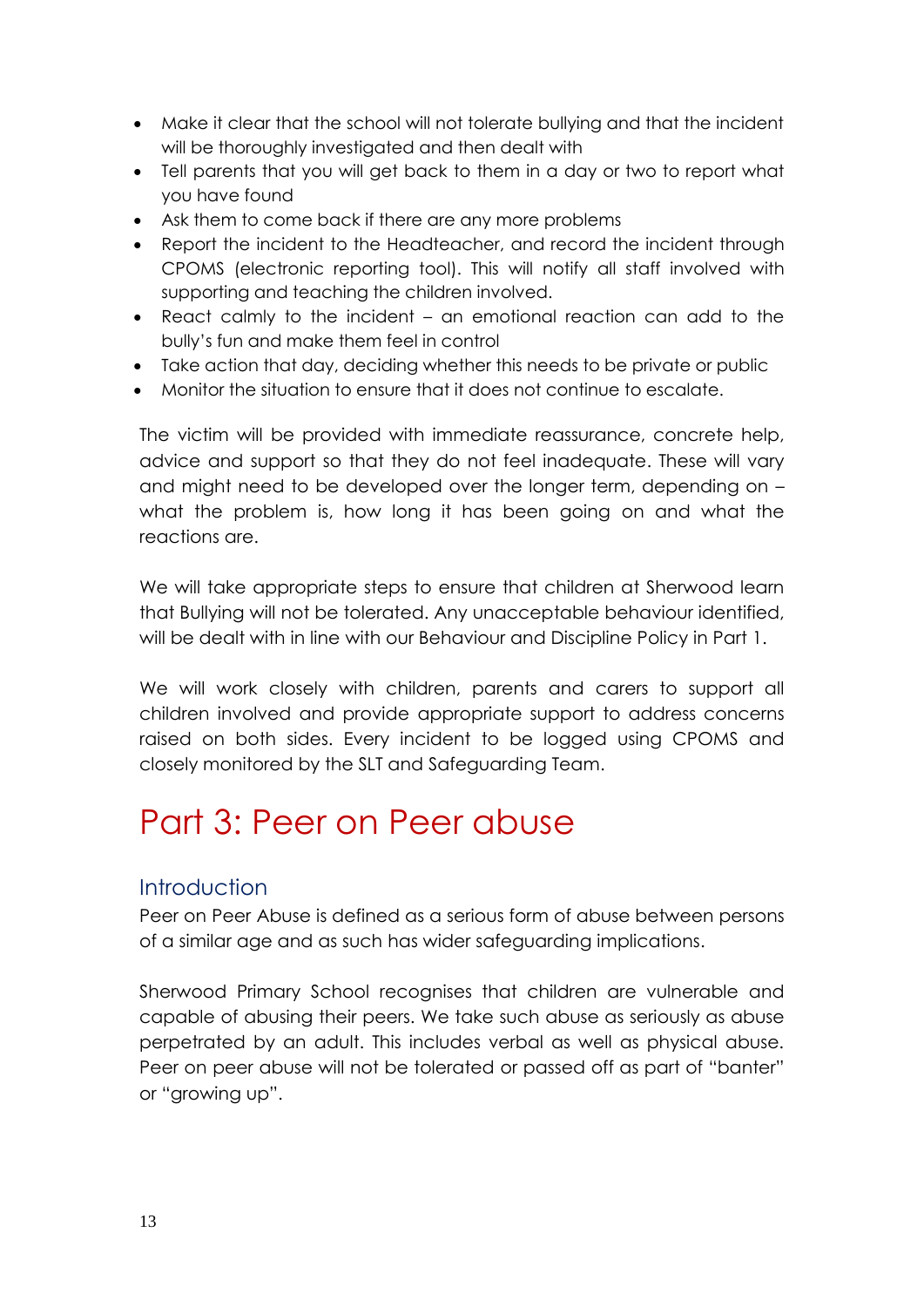- Make it clear that the school will not tolerate bullying and that the incident will be thoroughly investigated and then dealt with
- Tell parents that you will get back to them in a day or two to report what you have found
- Ask them to come back if there are any more problems
- Report the incident to the Headteacher, and record the incident through CPOMS (electronic reporting tool). This will notify all staff involved with supporting and teaching the children involved.
- React calmly to the incident – an emotional reaction can add to the bully's fun and make them feel in control
- Take action that day, deciding whether this needs to be private or public
- Monitor the situation to ensure that it does not continue to escalate.

The victim will be provided with immediate reassurance, concrete help, advice and support so that they do not feel inadequate. These will vary and might need to be developed over the longer term, depending on – what the problem is, how long it has been going on and what the reactions are.

We will take appropriate steps to ensure that children at Sherwood learn that Bullying will not be tolerated. Any unacceptable behaviour identified, will be dealt with in line with our Behaviour and Discipline Policy in Part 1.

We will work closely with children, parents and carers to support all children involved and provide appropriate support to address concerns raised on both sides. Every incident to be logged using CPOMS and closely monitored by the SLT and Safeguarding Team.

# Part 3: Peer on Peer abuse

## Introduction

Peer on Peer Abuse is defined as a serious form of abuse between persons of a similar age and as such has wider safeguarding implications.

Sherwood Primary School recognises that children are vulnerable and capable of abusing their peers. We take such abuse as seriously as abuse perpetrated by an adult. This includes verbal as well as physical abuse. Peer on peer abuse will not be tolerated or passed off as part of "banter" or "growing up".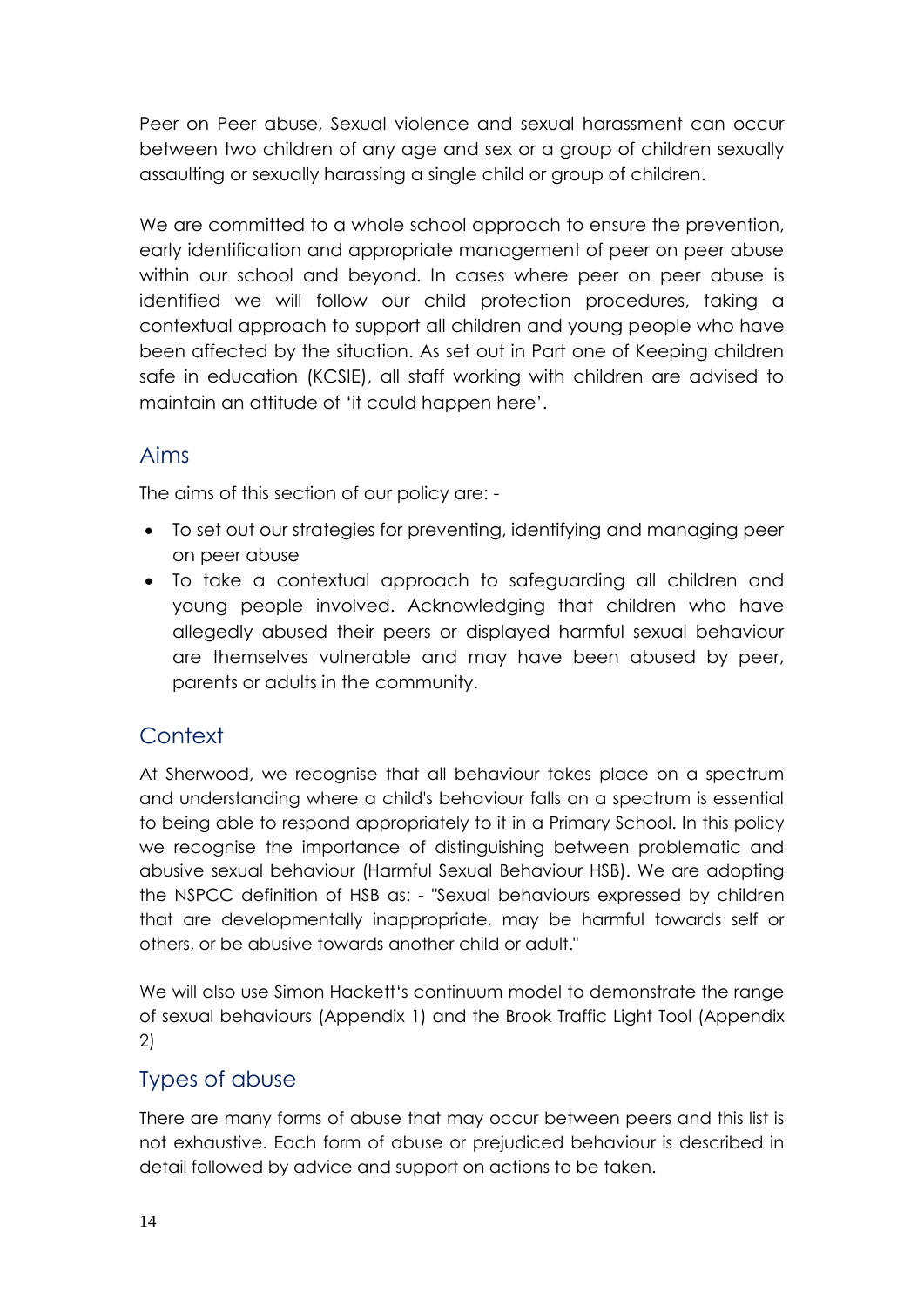Peer on Peer abuse, Sexual violence and sexual harassment can occur between two children of any age and sex or a group of children sexually assaulting or sexually harassing a single child or group of children.

We are committed to a whole school approach to ensure the prevention, early identification and appropriate management of peer on peer abuse within our school and beyond. In cases where peer on peer abuse is identified we will follow our child protection procedures, taking a contextual approach to support all children and young people who have been affected by the situation. As set out in Part one of Keeping children safe in education (KCSIE), all staff working with children are advised to maintain an attitude of 'it could happen here'.

## Aims

The aims of this section of our policy are: -

- To set out our strategies for preventing, identifying and managing peer on peer abuse
- To take a contextual approach to safeguarding all children and young people involved. Acknowledging that children who have allegedly abused their peers or displayed harmful sexual behaviour are themselves vulnerable and may have been abused by peer, parents or adults in the community.

## Context

At Sherwood, we recognise that all behaviour takes place on a spectrum and understanding where a child's behaviour falls on a spectrum is essential to being able to respond appropriately to it in a Primary School. In this policy we recognise the importance of distinguishing between problematic and abusive sexual behaviour (Harmful Sexual Behaviour HSB). We are adopting the NSPCC definition of HSB as: - "Sexual behaviours expressed by children that are developmentally inappropriate, may be harmful towards self or others, or be abusive towards another child or adult."

We will also use Simon Hackett's continuum model to demonstrate the range of sexual behaviours (Appendix 1) and the Brook Traffic Light Tool (Appendix 2)

## Types of abuse

There are many forms of abuse that may occur between peers and this list is not exhaustive. Each form of abuse or prejudiced behaviour is described in detail followed by advice and support on actions to be taken.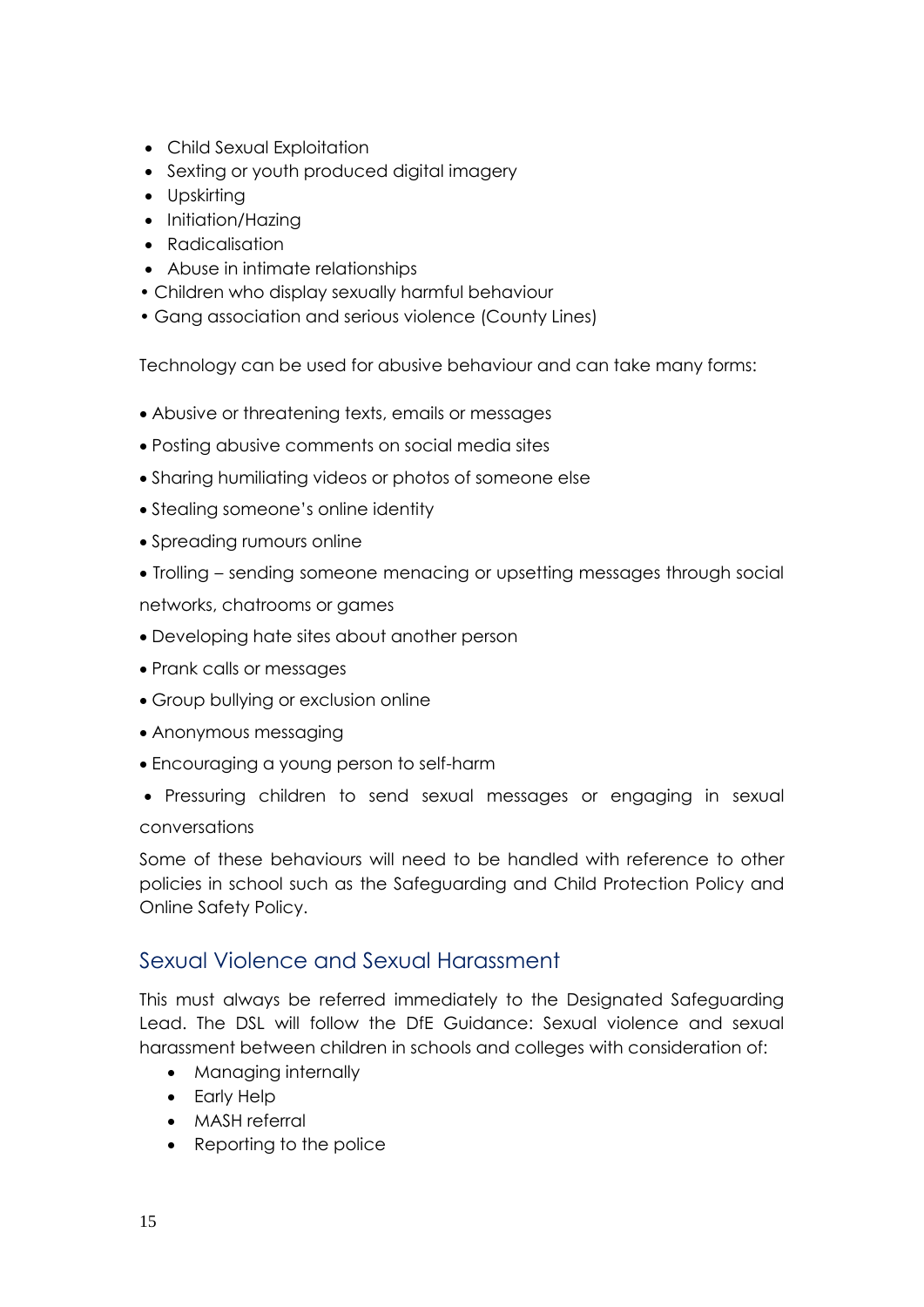- Child Sexual Exploitation
- Sexting or youth produced digital imagery
- Upskirting
- Initiation/Hazing
- Radicalisation
- Abuse in intimate relationships
- Children who display sexually harmful behaviour
- Gang association and serious violence (County Lines)

Technology can be used for abusive behaviour and can take many forms:

- Abusive or threatening texts, emails or messages
- Posting abusive comments on social media sites
- Sharing humiliating videos or photos of someone else
- Stealing someone's online identity
- Spreading rumours online
- Trolling – sending someone menacing or upsetting messages through social networks, chatrooms or games
- Developing hate sites about another person
- Prank calls or messages
- Group bullying or exclusion online
- Anonymous messaging
- Encouraging a young person to self-harm
- Pressuring children to send sexual messages or engaging in sexual conversations

Some of these behaviours will need to be handled with reference to other policies in school such as the Safeguarding and Child Protection Policy and Online Safety Policy.

## Sexual Violence and Sexual Harassment

This must always be referred immediately to the Designated Safeguarding Lead. The DSL will follow the DfE Guidance: Sexual violence and sexual harassment between children in schools and colleges with consideration of:

- Managing internally
- Early Help
- MASH referral
- Reporting to the police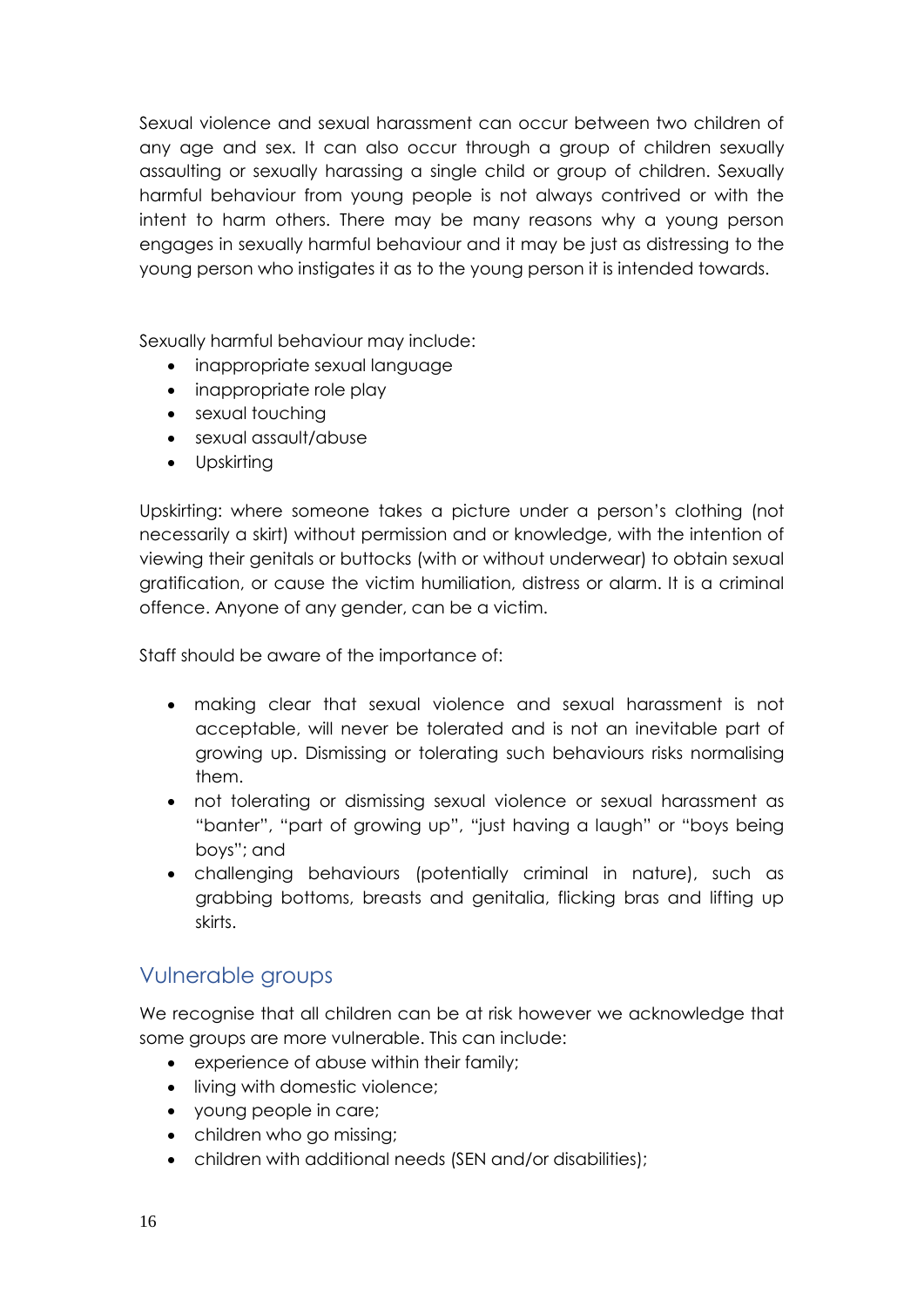Sexual violence and sexual harassment can occur between two children of any age and sex. It can also occur through a group of children sexually assaulting or sexually harassing a single child or group of children. Sexually harmful behaviour from young people is not always contrived or with the intent to harm others. There may be many reasons why a young person engages in sexually harmful behaviour and it may be just as distressing to the young person who instigates it as to the young person it is intended towards.

Sexually harmful behaviour may include:

- inappropriate sexual language
- inappropriate role play
- sexual touching
- sexual assault/abuse
- Upskirting

Upskirting: where someone takes a picture under a person's clothing (not necessarily a skirt) without permission and or knowledge, with the intention of viewing their genitals or buttocks (with or without underwear) to obtain sexual gratification, or cause the victim humiliation, distress or alarm. It is a criminal offence. Anyone of any gender, can be a victim.

Staff should be aware of the importance of:

- making clear that sexual violence and sexual harassment is not acceptable, will never be tolerated and is not an inevitable part of growing up. Dismissing or tolerating such behaviours risks normalising them.
- not tolerating or dismissing sexual violence or sexual harassment as "banter", "part of growing up", "just having a laugh" or "boys being boys"; and
- challenging behaviours (potentially criminal in nature), such as grabbing bottoms, breasts and genitalia, flicking bras and lifting up skirts.

## Vulnerable groups

We recognise that all children can be at risk however we acknowledge that some groups are more vulnerable. This can include:

- experience of abuse within their family;
- living with domestic violence;
- young people in care;
- children who go missing;
- children with additional needs (SEN and/or disabilities);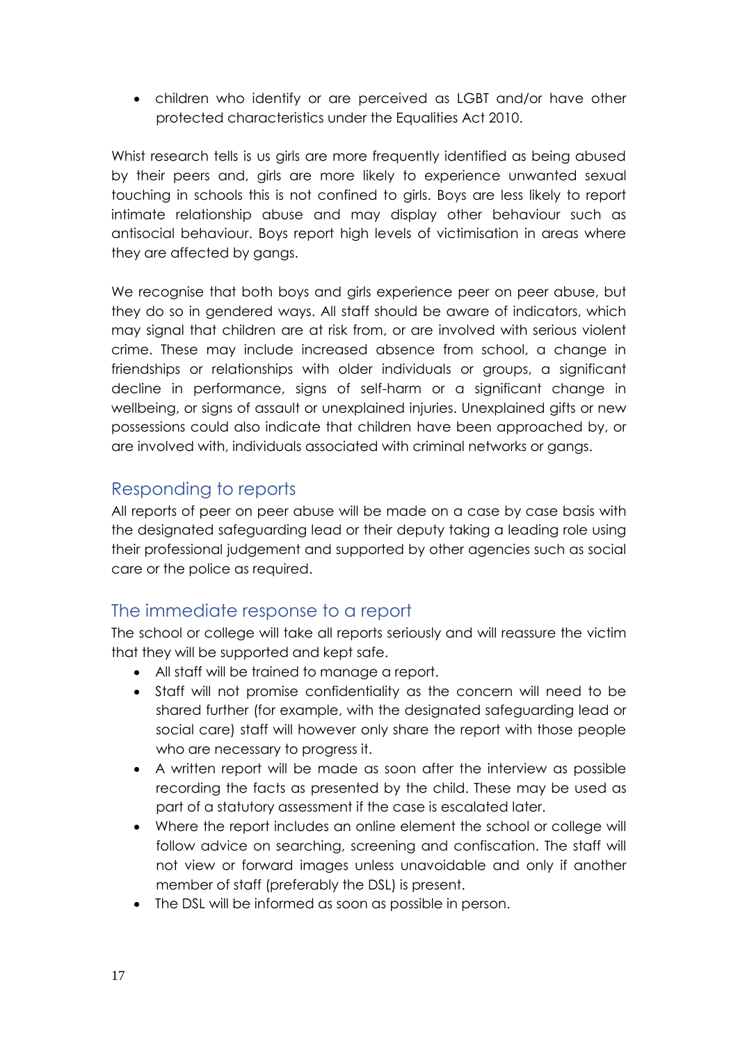- children who identify or are perceived as LGBT and/or have other protected characteristics under the Equalities Act 2010.

Whist research tells is us girls are more frequently identified as being abused by their peers and, girls are more likely to experience unwanted sexual touching in schools this is not confined to girls. Boys are less likely to report intimate relationship abuse and may display other behaviour such as antisocial behaviour. Boys report high levels of victimisation in areas where they are affected by gangs.

We recognise that both boys and girls experience peer on peer abuse, but they do so in gendered ways. All staff should be aware of indicators, which may signal that children are at risk from, or are involved with serious violent crime. These may include increased absence from school, a change in friendships or relationships with older individuals or groups, a significant decline in performance, signs of self-harm or a significant change in wellbeing, or signs of assault or unexplained injuries. Unexplained gifts or new possessions could also indicate that children have been approached by, or are involved with, individuals associated with criminal networks or gangs.

## Responding to reports

All reports of peer on peer abuse will be made on a case by case basis with the designated safeguarding lead or their deputy taking a leading role using their professional judgement and supported by other agencies such as social care or the police as required.

## The immediate response to a report

The school or college will take all reports seriously and will reassure the victim that they will be supported and kept safe.

- All staff will be trained to manage a report.
- Staff will not promise confidentiality as the concern will need to be shared further (for example, with the designated safeguarding lead or social care) staff will however only share the report with those people who are necessary to progress it.
- A written report will be made as soon after the interview as possible recording the facts as presented by the child. These may be used as part of a statutory assessment if the case is escalated later.
- Where the report includes an online element the school or college will follow advice on searching, screening and confiscation. The staff will not view or forward images unless unavoidable and only if another member of staff (preferably the DSL) is present.
- The DSL will be informed as soon as possible in person.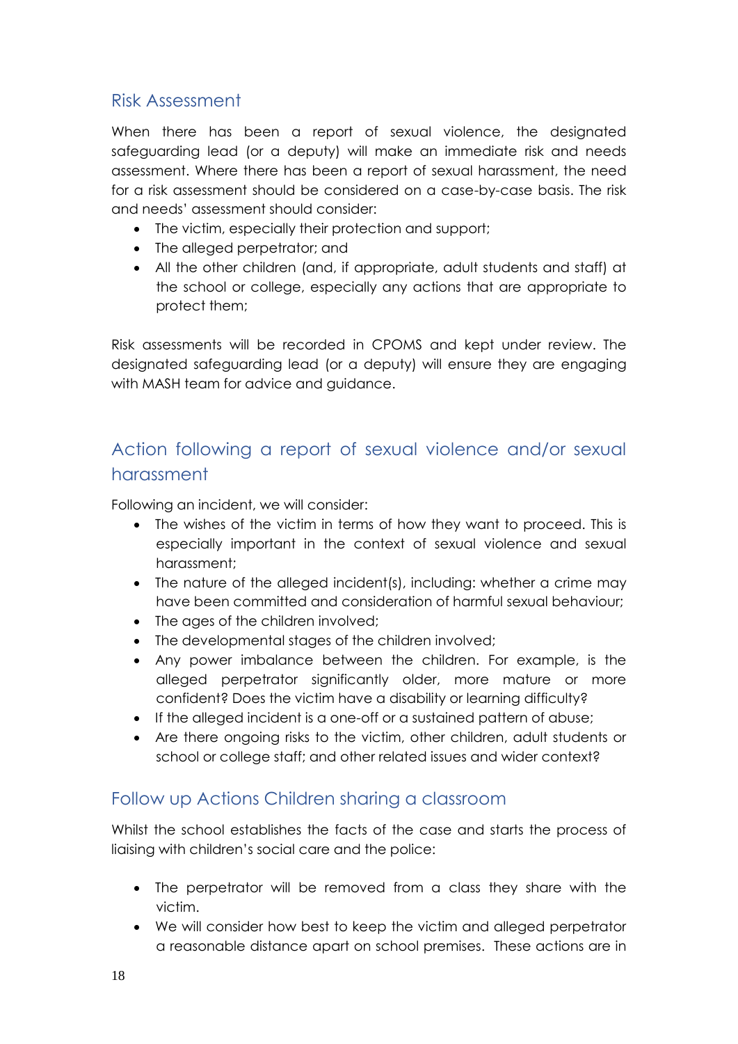## Risk Assessment

When there has been a report of sexual violence, the designated safeguarding lead (or a deputy) will make an immediate risk and needs assessment. Where there has been a report of sexual harassment, the need for a risk assessment should be considered on a case-by-case basis. The risk and needs' assessment should consider:

- The victim, especially their protection and support;
- The alleged perpetrator; and
- All the other children (and, if appropriate, adult students and staff) at the school or college, especially any actions that are appropriate to protect them;

Risk assessments will be recorded in CPOMS and kept under review. The designated safeguarding lead (or a deputy) will ensure they are engaging with MASH team for advice and guidance.

## Action following a report of sexual violence and/or sexual harassment

Following an incident, we will consider:

- The wishes of the victim in terms of how they want to proceed. This is especially important in the context of sexual violence and sexual harassment;
- The nature of the alleged incident(s), including: whether a crime may have been committed and consideration of harmful sexual behaviour;
- The ages of the children involved;
- The developmental stages of the children involved;
- Any power imbalance between the children. For example, is the alleged perpetrator significantly older, more mature or more confident? Does the victim have a disability or learning difficulty?
- If the alleged incident is a one-off or a sustained pattern of abuse;
- Are there ongoing risks to the victim, other children, adult students or school or college staff; and other related issues and wider context?

## Follow up Actions Children sharing a classroom

Whilst the school establishes the facts of the case and starts the process of liaising with children's social care and the police:

- The perpetrator will be removed from a class they share with the victim.
- We will consider how best to keep the victim and alleged perpetrator a reasonable distance apart on school premises. These actions are in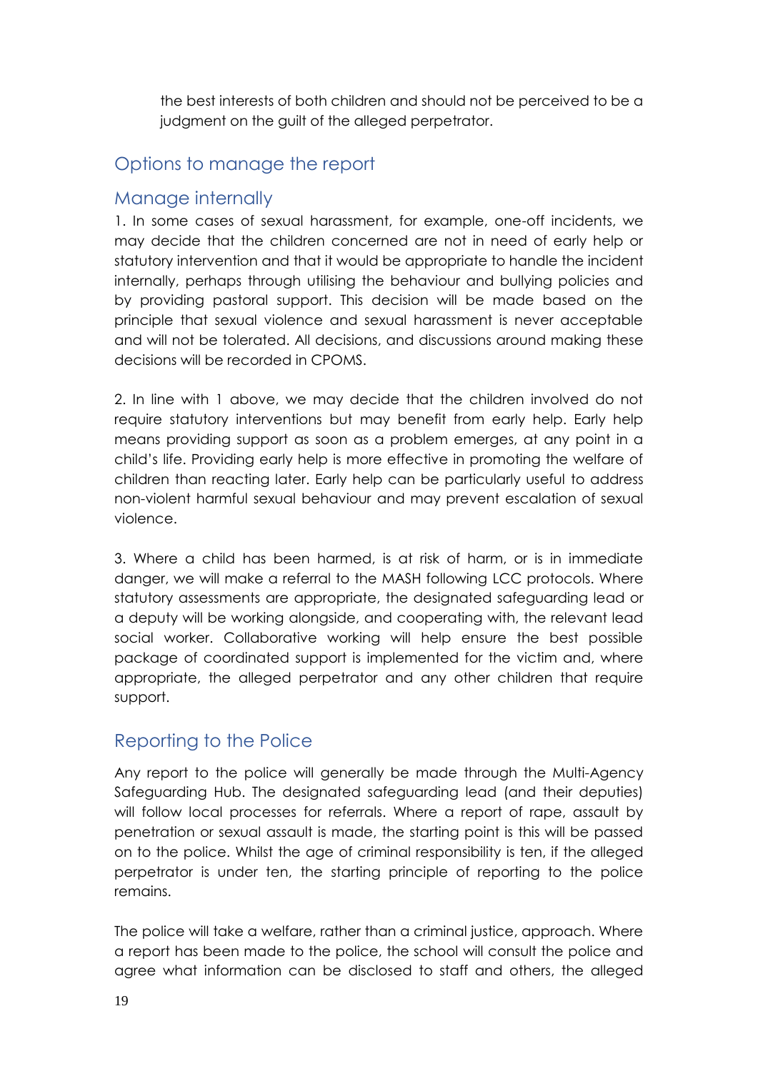the best interests of both children and should not be perceived to be a judgment on the guilt of the alleged perpetrator.

## Options to manage the report

## Manage internally

1. In some cases of sexual harassment, for example, one-off incidents, we may decide that the children concerned are not in need of early help or statutory intervention and that it would be appropriate to handle the incident internally, perhaps through utilising the behaviour and bullying policies and by providing pastoral support. This decision will be made based on the principle that sexual violence and sexual harassment is never acceptable and will not be tolerated. All decisions, and discussions around making these decisions will be recorded in CPOMS.

2. In line with 1 above, we may decide that the children involved do not require statutory interventions but may benefit from early help. Early help means providing support as soon as a problem emerges, at any point in a child's life. Providing early help is more effective in promoting the welfare of children than reacting later. Early help can be particularly useful to address non-violent harmful sexual behaviour and may prevent escalation of sexual violence.

3. Where a child has been harmed, is at risk of harm, or is in immediate danger, we will make a referral to the MASH following LCC protocols. Where statutory assessments are appropriate, the designated safeguarding lead or a deputy will be working alongside, and cooperating with, the relevant lead social worker. Collaborative working will help ensure the best possible package of coordinated support is implemented for the victim and, where appropriate, the alleged perpetrator and any other children that require support.

## Reporting to the Police

Any report to the police will generally be made through the Multi-Agency Safeguarding Hub. The designated safeguarding lead (and their deputies) will follow local processes for referrals. Where a report of rape, assault by penetration or sexual assault is made, the starting point is this will be passed on to the police. Whilst the age of criminal responsibility is ten, if the alleged perpetrator is under ten, the starting principle of reporting to the police remains.

The police will take a welfare, rather than a criminal justice, approach. Where a report has been made to the police, the school will consult the police and agree what information can be disclosed to staff and others, the alleged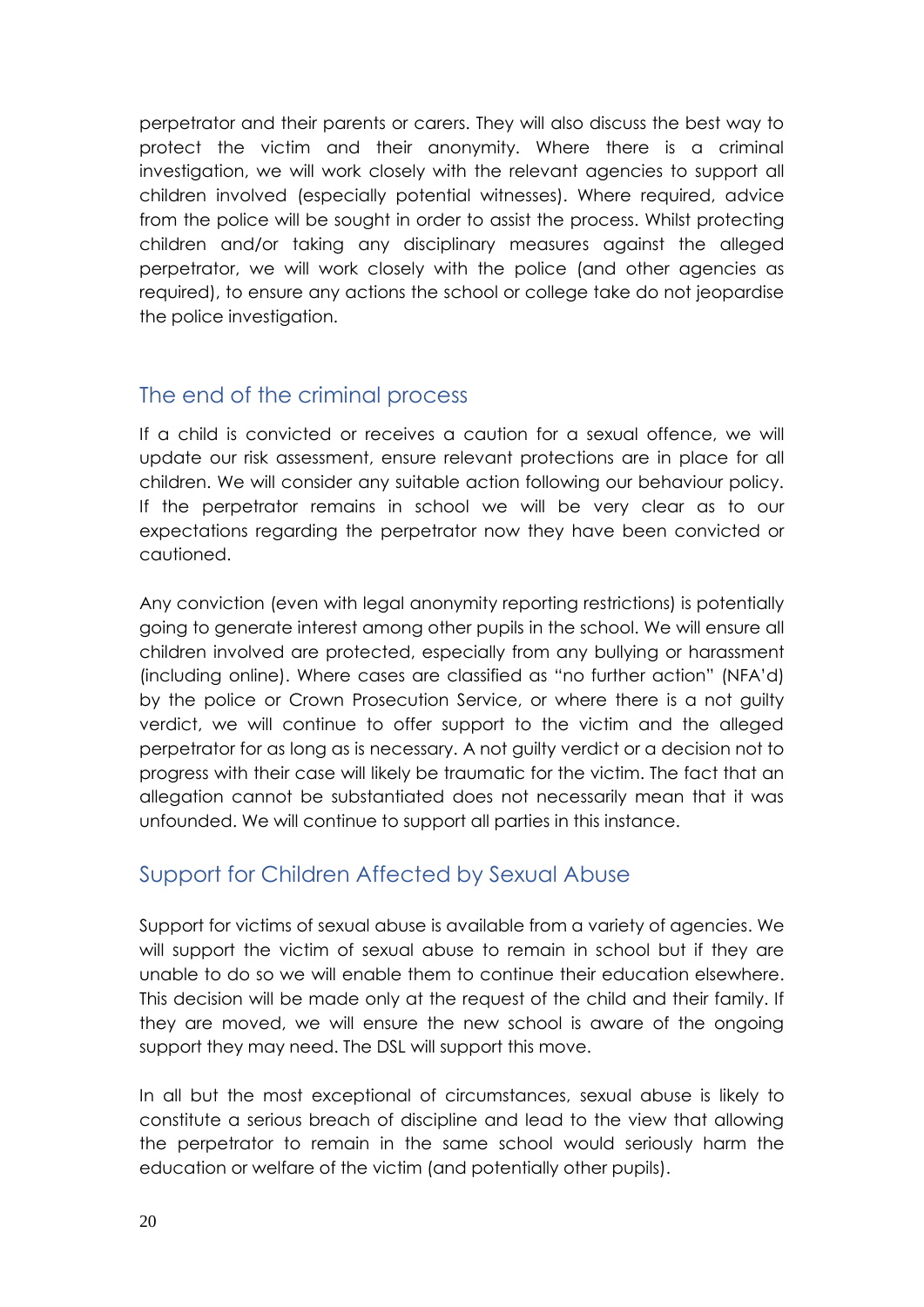perpetrator and their parents or carers. They will also discuss the best way to protect the victim and their anonymity. Where there is a criminal investigation, we will work closely with the relevant agencies to support all children involved (especially potential witnesses). Where required, advice from the police will be sought in order to assist the process. Whilst protecting children and/or taking any disciplinary measures against the alleged perpetrator, we will work closely with the police (and other agencies as required), to ensure any actions the school or college take do not jeopardise the police investigation.

## The end of the criminal process

If a child is convicted or receives a caution for a sexual offence, we will update our risk assessment, ensure relevant protections are in place for all children. We will consider any suitable action following our behaviour policy. If the perpetrator remains in school we will be very clear as to our expectations regarding the perpetrator now they have been convicted or cautioned.

Any conviction (even with legal anonymity reporting restrictions) is potentially going to generate interest among other pupils in the school. We will ensure all children involved are protected, especially from any bullying or harassment (including online). Where cases are classified as "no further action" (NFA'd) by the police or Crown Prosecution Service, or where there is a not guilty verdict, we will continue to offer support to the victim and the alleged perpetrator for as long as is necessary. A not guilty verdict or a decision not to progress with their case will likely be traumatic for the victim. The fact that an allegation cannot be substantiated does not necessarily mean that it was unfounded. We will continue to support all parties in this instance.

## Support for Children Affected by Sexual Abuse

Support for victims of sexual abuse is available from a variety of agencies. We will support the victim of sexual abuse to remain in school but if they are unable to do so we will enable them to continue their education elsewhere. This decision will be made only at the request of the child and their family. If they are moved, we will ensure the new school is aware of the ongoing support they may need. The DSL will support this move.

In all but the most exceptional of circumstances, sexual abuse is likely to constitute a serious breach of discipline and lead to the view that allowing the perpetrator to remain in the same school would seriously harm the education or welfare of the victim (and potentially other pupils).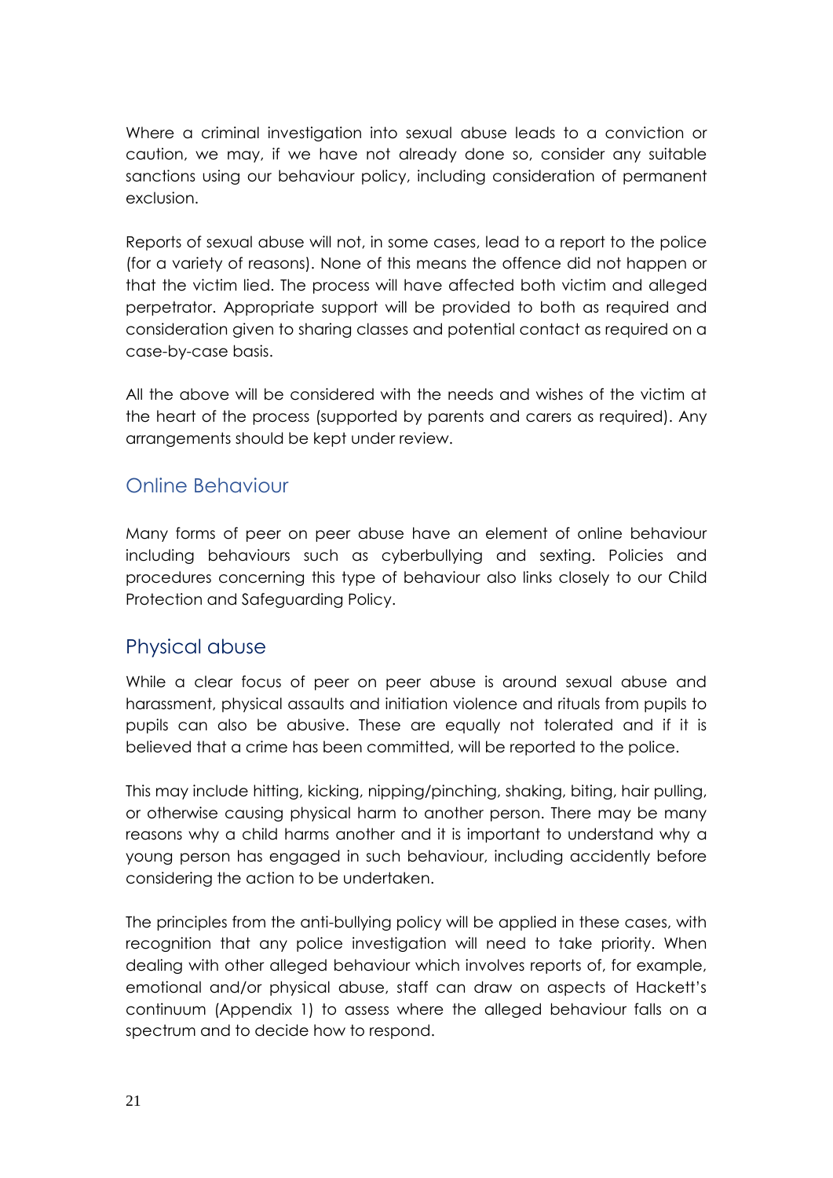Where a criminal investigation into sexual abuse leads to a conviction or caution, we may, if we have not already done so, consider any suitable sanctions using our behaviour policy, including consideration of permanent exclusion.

Reports of sexual abuse will not, in some cases, lead to a report to the police (for a variety of reasons). None of this means the offence did not happen or that the victim lied. The process will have affected both victim and alleged perpetrator. Appropriate support will be provided to both as required and consideration given to sharing classes and potential contact as required on a case-by-case basis.

All the above will be considered with the needs and wishes of the victim at the heart of the process (supported by parents and carers as required). Any arrangements should be kept under review.

## Online Behaviour

Many forms of peer on peer abuse have an element of online behaviour including behaviours such as cyberbullying and sexting. Policies and procedures concerning this type of behaviour also links closely to our Child Protection and Safeguarding Policy.

## Physical abuse

While a clear focus of peer on peer abuse is around sexual abuse and harassment, physical assaults and initiation violence and rituals from pupils to pupils can also be abusive. These are equally not tolerated and if it is believed that a crime has been committed, will be reported to the police.

This may include hitting, kicking, nipping/pinching, shaking, biting, hair pulling, or otherwise causing physical harm to another person. There may be many reasons why a child harms another and it is important to understand why a young person has engaged in such behaviour, including accidently before considering the action to be undertaken.

The principles from the anti-bullying policy will be applied in these cases, with recognition that any police investigation will need to take priority. When dealing with other alleged behaviour which involves reports of, for example, emotional and/or physical abuse, staff can draw on aspects of Hackett's continuum (Appendix 1) to assess where the alleged behaviour falls on a spectrum and to decide how to respond.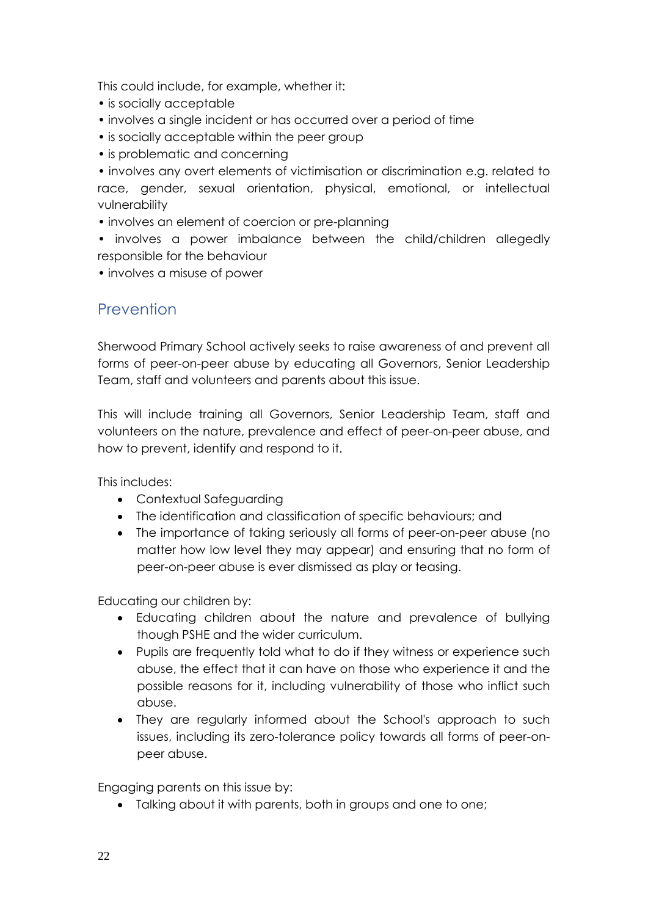This could include, for example, whether it:

- is socially acceptable
- involves a single incident or has occurred over a period of time
- is socially acceptable within the peer group
- is problematic and concerning
- involves any overt elements of victimisation or discrimination e.g. related to race, gender, sexual orientation, physical, emotional, or intellectual vulnerability
- involves an element of coercion or pre-planning
- involves a power imbalance between the child/children allegedly responsible for the behaviour
- involves a misuse of power

## Prevention

Sherwood Primary School actively seeks to raise awareness of and prevent all forms of peer-on-peer abuse by educating all Governors, Senior Leadership Team, staff and volunteers and parents about this issue.

This will include training all Governors, Senior Leadership Team, staff and volunteers on the nature, prevalence and effect of peer-on-peer abuse, and how to prevent, identify and respond to it.

This includes:

- Contextual Safeguarding
- The identification and classification of specific behaviours; and
- The importance of taking seriously all forms of peer-on-peer abuse (no matter how low level they may appear) and ensuring that no form of peer-on-peer abuse is ever dismissed as play or teasing.

Educating our children by:

- Educating children about the nature and prevalence of bullying though PSHE and the wider curriculum.
- Pupils are frequently told what to do if they witness or experience such abuse, the effect that it can have on those who experience it and the possible reasons for it, including vulnerability of those who inflict such abuse.
- They are regularly informed about the School's approach to such issues, including its zero-tolerance policy towards all forms of peer-on-peer abuse.

Engaging parents on this issue by:

- Talking about it with parents, both in groups and one to one;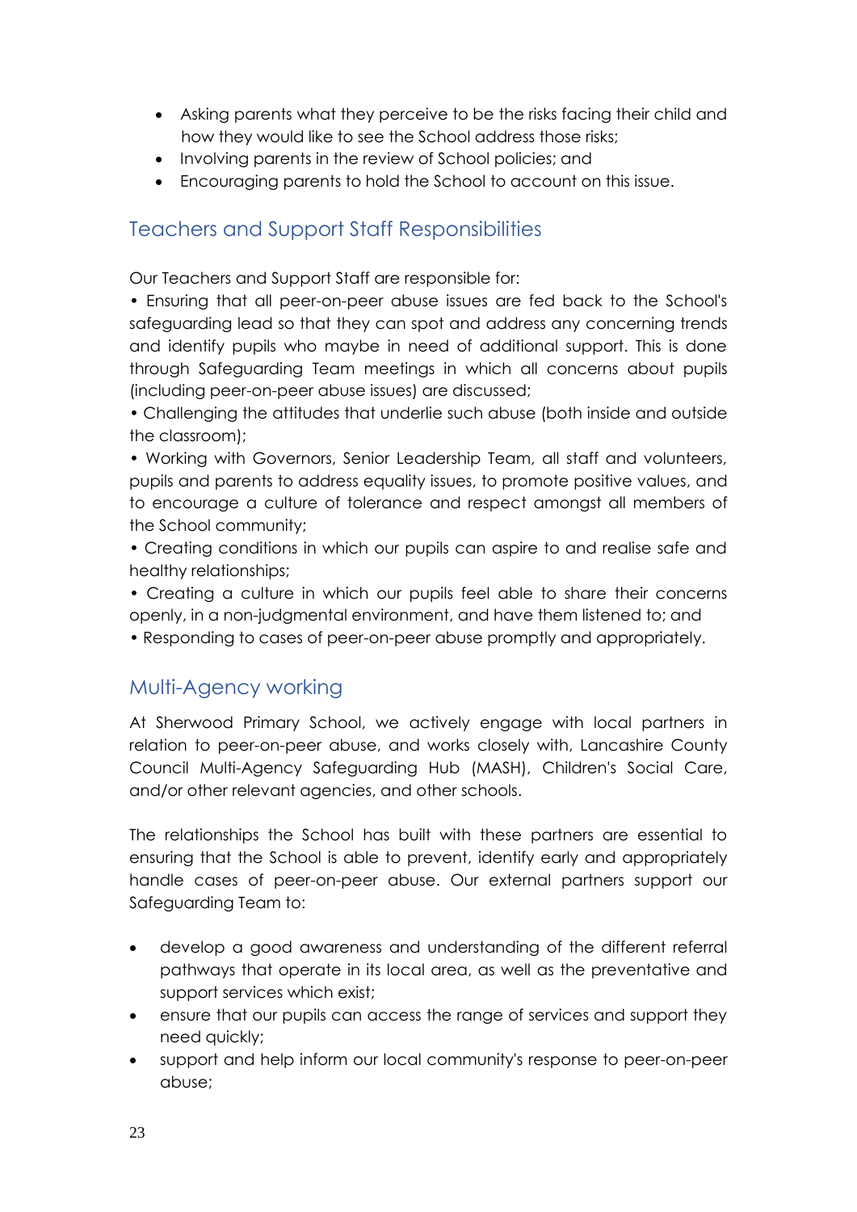- Asking parents what they perceive to be the risks facing their child and how they would like to see the School address those risks;
- Involving parents in the review of School policies; and
- Encouraging parents to hold the School to account on this issue.

## Teachers and Support Staff Responsibilities

Our Teachers and Support Staff are responsible for:

• Ensuring that all peer-on-peer abuse issues are fed back to the School's safeguarding lead so that they can spot and address any concerning trends and identify pupils who maybe in need of additional support. This is done through Safeguarding Team meetings in which all concerns about pupils (including peer-on-peer abuse issues) are discussed;

• Challenging the attitudes that underlie such abuse (both inside and outside the classroom);

• Working with Governors, Senior Leadership Team, all staff and volunteers, pupils and parents to address equality issues, to promote positive values, and to encourage a culture of tolerance and respect amongst all members of the School community;

• Creating conditions in which our pupils can aspire to and realise safe and healthy relationships;

• Creating a culture in which our pupils feel able to share their concerns openly, in a non-judgmental environment, and have them listened to; and

• Responding to cases of peer-on-peer abuse promptly and appropriately.

## Multi-Agency working

At Sherwood Primary School, we actively engage with local partners in relation to peer-on-peer abuse, and works closely with, Lancashire County Council Multi-Agency Safeguarding Hub (MASH), Children's Social Care, and/or other relevant agencies, and other schools.

The relationships the School has built with these partners are essential to ensuring that the School is able to prevent, identify early and appropriately handle cases of peer-on-peer abuse. Our external partners support our Safeguarding Team to:

- develop a good awareness and understanding of the different referral pathways that operate in its local area, as well as the preventative and support services which exist;
- ensure that our pupils can access the range of services and support they need quickly;
- support and help inform our local community's response to peer-on-peer abuse;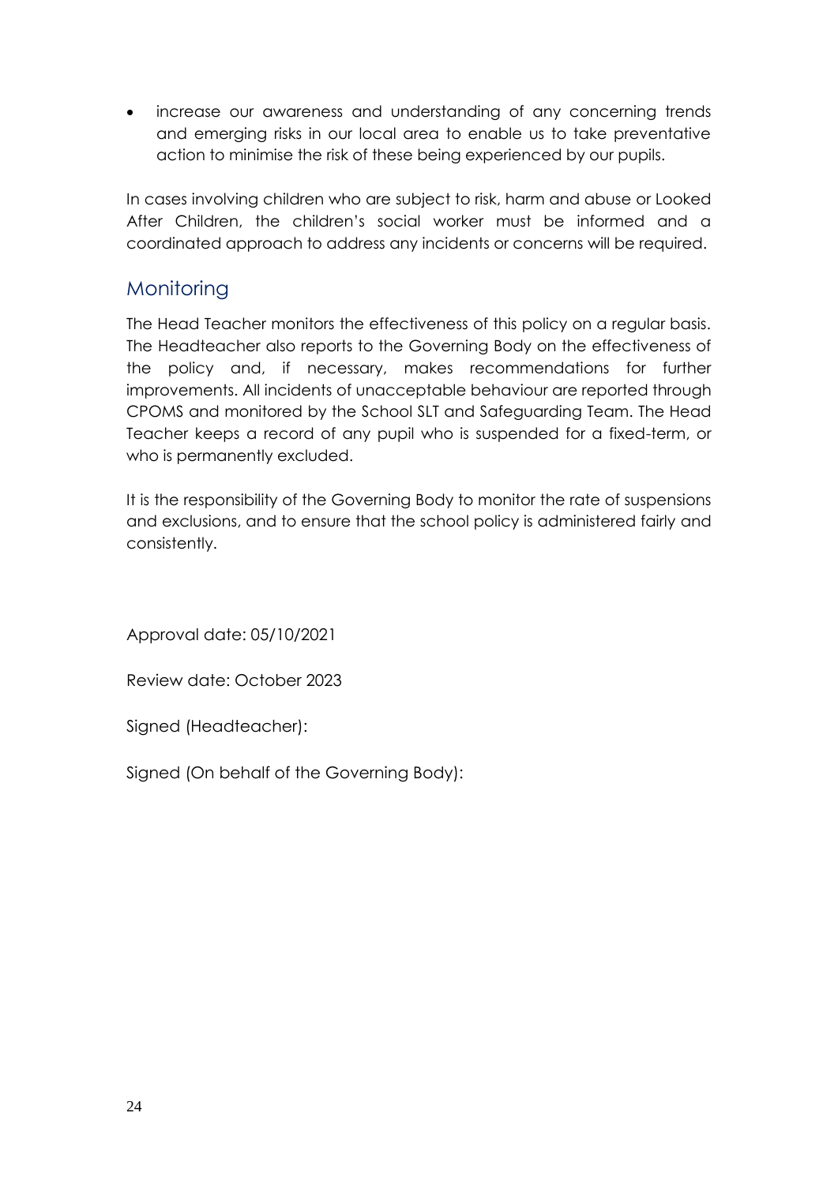- increase our awareness and understanding of any concerning trends and emerging risks in our local area to enable us to take preventative action to minimise the risk of these being experienced by our pupils.

In cases involving children who are subject to risk, harm and abuse or Looked After Children, the children's social worker must be informed and a coordinated approach to address any incidents or concerns will be required.

## Monitoring

The Head Teacher monitors the effectiveness of this policy on a regular basis. The Headteacher also reports to the Governing Body on the effectiveness of the policy and, if necessary, makes recommendations for further improvements. All incidents of unacceptable behaviour are reported through CPOMS and monitored by the School SLT and Safeguarding Team. The Head Teacher keeps a record of any pupil who is suspended for a fixed-term, or who is permanently excluded.

It is the responsibility of the Governing Body to monitor the rate of suspensions and exclusions, and to ensure that the school policy is administered fairly and consistently.

Approval date: 05/10/2021

Review date: October 2023

Signed (Headteacher):

Signed (On behalf of the Governing Body):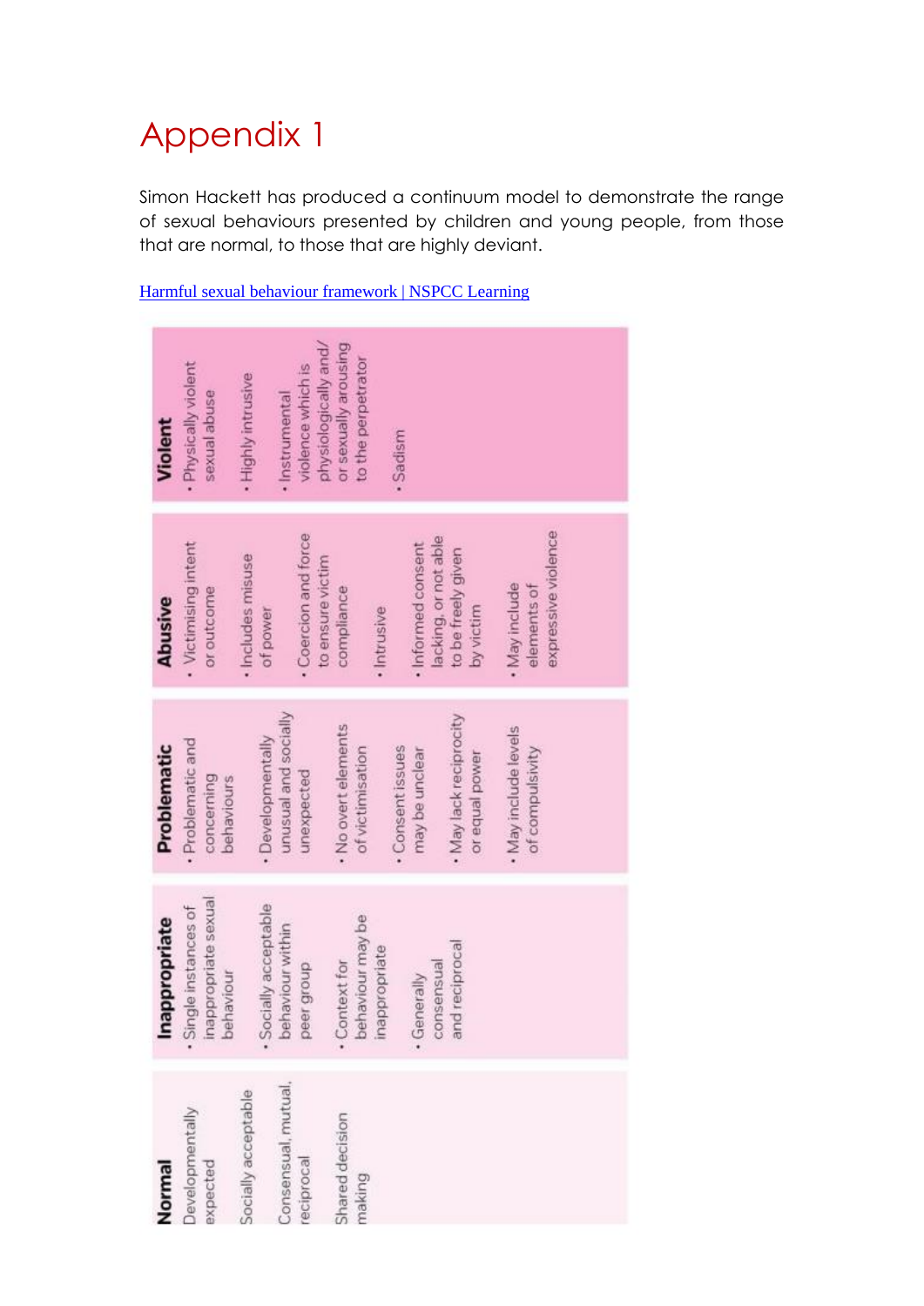# Appendix 1

Simon Hackett has produced a continuum model to demonstrate the range of sexual behaviours presented by children and young people, from those that are normal, to those that are highly deviant.

[Harmful sexual behaviour framework | NSPCC Learning](Harmful sexual behaviour framework | NSPCC Learning)

| Normal | Inappropriate | Problematic | Abusive | Violent |
|---|---|---|---|---|
| Developmentally expected<br><br>Socially acceptable<br><br>Consensual, mutual, reciprocal<br><br>Shared decision making | • Single instances of inappropriate sexual behaviour<br><br>• Socially acceptable behaviour within peer group<br><br>• Context for behaviour may be inappropriate<br><br>• Generally consensual and reciprocal | • Problematic and concerning behaviours<br><br>• Developmentally unusual and socially unexpected<br><br>• No overt elements of victimisation<br><br>• Consent issues may be unclear<br><br>• May lack reciprocity or equal power<br><br>• May include levels of compulsivity | • Victimising intent or outcome<br><br>• Includes misuse of power<br><br>• Coercion and force to ensure victim compliance<br><br>• Intrusive<br><br>• Informed consent lacking, or not able to be freely given by victim<br><br>• May include elements of expressive violence | • Physically violent sexual abuse<br><br>• Highly intrusive<br><br>• Instrumental violence which is physiologically and/ or sexually arousing to the perpetrator<br><br>• Sadism |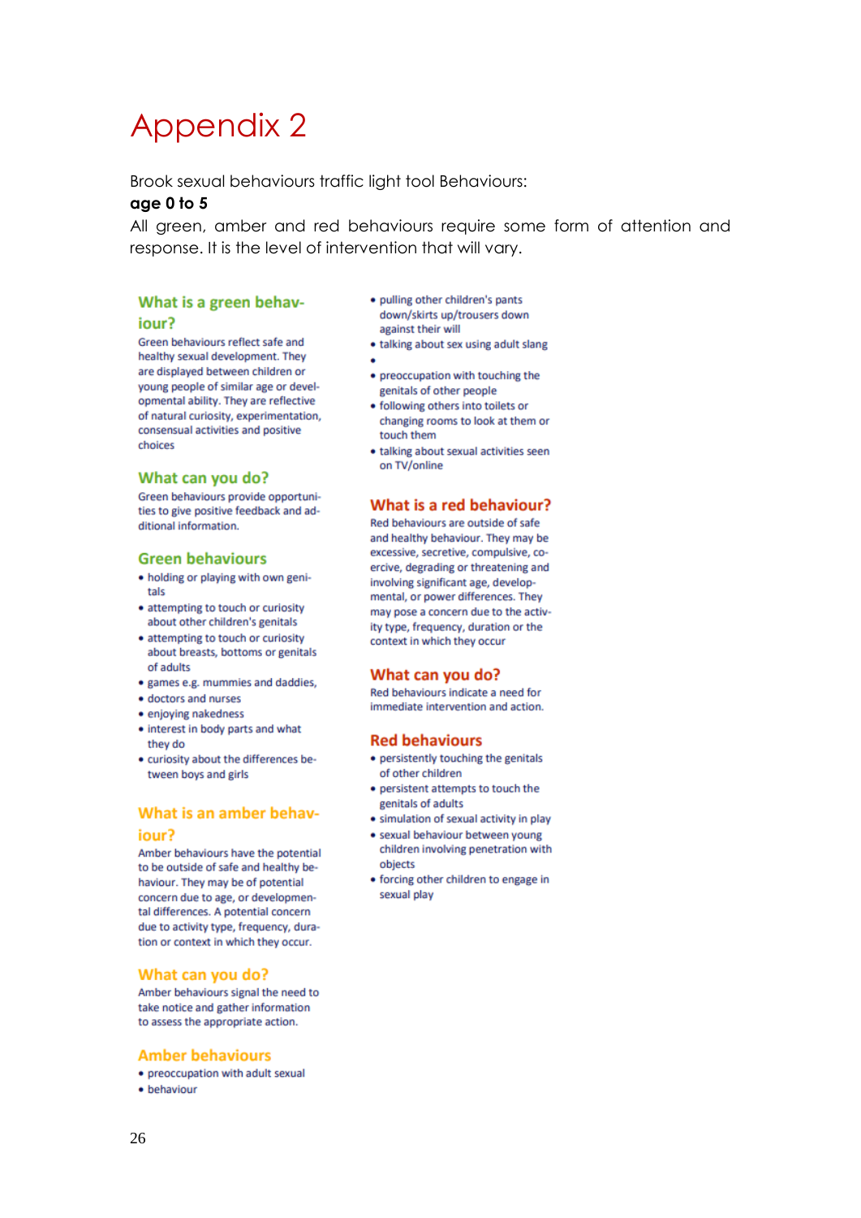# Appendix 2

Brook sexual behaviours traffic light tool Behaviours:

**age 0 to 5**

All green, amber and red behaviours require some form of attention and response. It is the level of intervention that will vary.

### What is a green behaviour?

Green behaviours reflect safe and healthy sexual development. They are displayed between children or young people of similar age or developmental ability. They are reflective of natural curiosity, experimentation, consensual activities and positive choices

### What can you do?

Green behaviours provide opportunities to give positive feedback and additional information.

### Green behaviours

- holding or playing with own genitals
- attempting to touch or curiosity about other children's genitals
- attempting to touch or curiosity about breasts, bottoms or genitals of adults
- games e.g. mummies and daddies,
- doctors and nurses
- enjoying nakedness
- interest in body parts and what they do
- curiosity about the differences between boys and girls

### What is an amber behaviour?

Amber behaviours have the potential to be outside of safe and healthy behaviour. They may be of potential concern due to age, or developmental differences. A potential concern due to activity type, frequency, duration or context in which they occur.

### What can you do?

Amber behaviours signal the need to take notice and gather information to assess the appropriate action.

### Amber behaviours

- preoccupation with adult sexual
- behaviour
- pulling other children's pants down/skirts up/trousers down against their will
- talking about sex using adult slang
- 
- preoccupation with touching the genitals of other people
- following others into toilets or changing rooms to look at them or touch them
- talking about sexual activities seen on TV/online

### What is a red behaviour?

Red behaviours are outside of safe and healthy behaviour. They may be excessive, secretive, compulsive, coercive, degrading or threatening and involving significant age, developmental, or power differences. They may pose a concern due to the activity type, frequency, duration or the context in which they occur

### What can you do?

Red behaviours indicate a need for immediate intervention and action.

### Red behaviours

- persistently touching the genitals of other children
- persistent attempts to touch the genitals of adults
- simulation of sexual activity in play
- sexual behaviour between young children involving penetration with objects
- forcing other children to engage in sexual play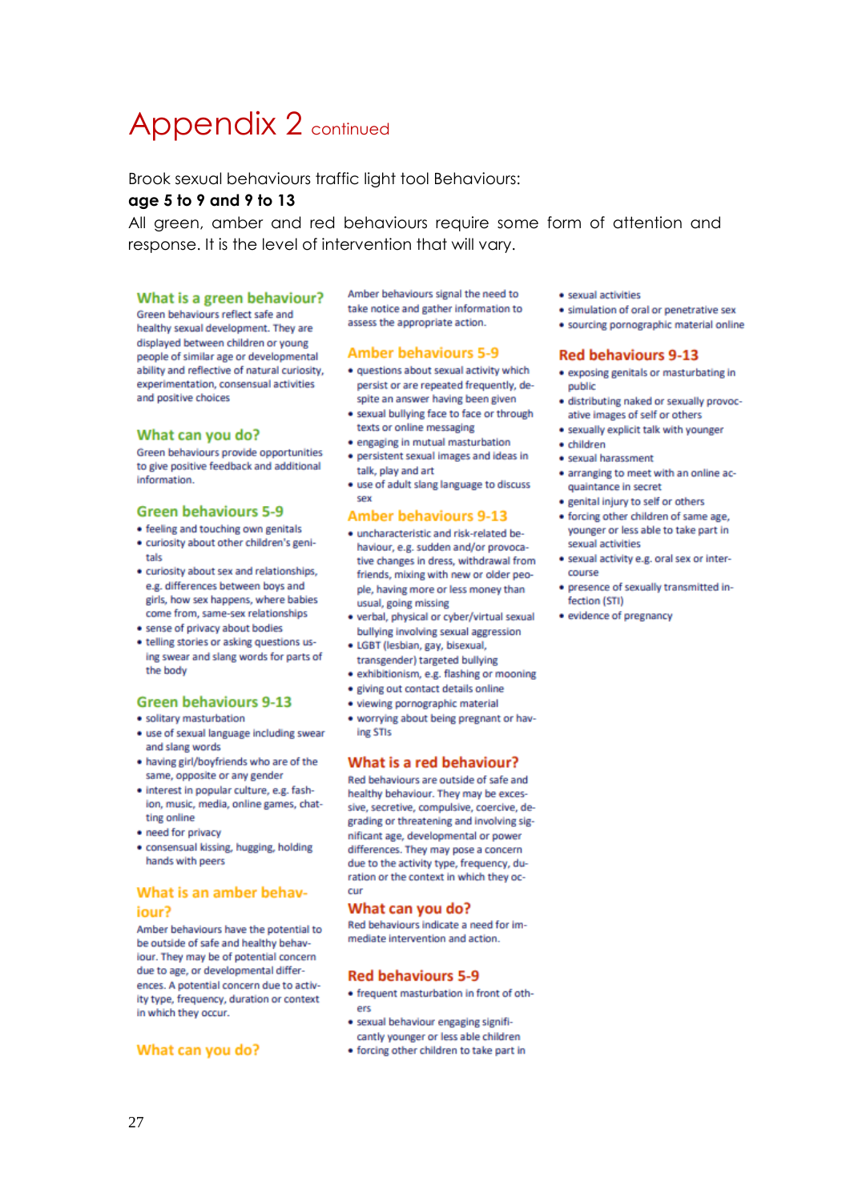# Appendix 2 continued

Brook sexual behaviours traffic light tool Behaviours:

**age 5 to 9 and 9 to 13**

All green, amber and red behaviours require some form of attention and response. It is the level of intervention that will vary.

### What is a green behaviour?

Green behaviours reflect safe and healthy sexual development. They are displayed between children or young people of similar age or developmental ability and reflective of natural curiosity, experimentation, consensual activities and positive choices

### What can you do?

Green behaviours provide opportunities to give positive feedback and additional information.

### Green behaviours 5-9

- feeling and touching own genitals
- curiosity about other children's genitals
- curiosity about sex and relationships, e.g. differences between boys and girls, how sex happens, where babies come from, same-sex relationships
- sense of privacy about bodies
- telling stories or asking questions using swear and slang words for parts of the body

### Green behaviours 9-13

- solitary masturbation
- use of sexual language including swear and slang words
- having girl/boyfriends who are of the same, opposite or any gender
- interest in popular culture, e.g. fashion, music, media, online games, chatting online
- need for privacy
- consensual kissing, hugging, holding hands with peers

### What is an amber behaviour?

Amber behaviours have the potential to be outside of safe and healthy behaviour. They may be of potential concern due to age, or developmental differences. A potential concern due to activity type, frequency, duration or context in which they occur.

### What can you do?

Amber behaviours signal the need to take notice and gather information to assess the appropriate action.

### Amber behaviours 5-9

- questions about sexual activity which persist or are repeated frequently, despite an answer having been given
- sexual bullying face to face or through texts or online messaging
- engaging in mutual masturbation
- persistent sexual images and ideas in talk, play and art
- use of adult slang language to discuss sex

### Amber behaviours 9-13

- uncharacteristic and risk-related behaviour, e.g. sudden and/or provocative changes in dress, withdrawal from friends, mixing with new or older people, having more or less money than usual, going missing
- verbal, physical or cyber/virtual sexual bullying involving sexual aggression
- LGBT (lesbian, gay, bisexual, transgender) targeted bullying
- exhibitionism, e.g. flashing or mooning
- giving out contact details online
- viewing pornographic material
- worrying about being pregnant or having STIs

### What is a red behaviour?

Red behaviours are outside of safe and healthy behaviour. They may be excessive, secretive, compulsive, coercive, degrading or threatening and involving significant age, developmental or power differences. They may pose a concern due to the activity type, frequency, duration or the context in which they occur

### What can you do?

Red behaviours indicate a need for immediate intervention and action.

### Red behaviours 5-9

- frequent masturbation in front of others
- sexual behaviour engaging significantly younger or less able children
- forcing other children to take part in sexual activities
- simulation of oral or penetrative sex
- sourcing pornographic material online

### Red behaviours 9-13

- exposing genitals or masturbating in public
- distributing naked or sexually provocative images of self or others
- sexually explicit talk with younger children
- sexual harassment
- arranging to meet with an online acquaintance in secret
- genital injury to self or others
- forcing other children of same age, younger or less able to take part in sexual activities
- sexual activity e.g. oral sex or intercourse
- presence of sexually transmitted infection (STI)
- evidence of pregnancy